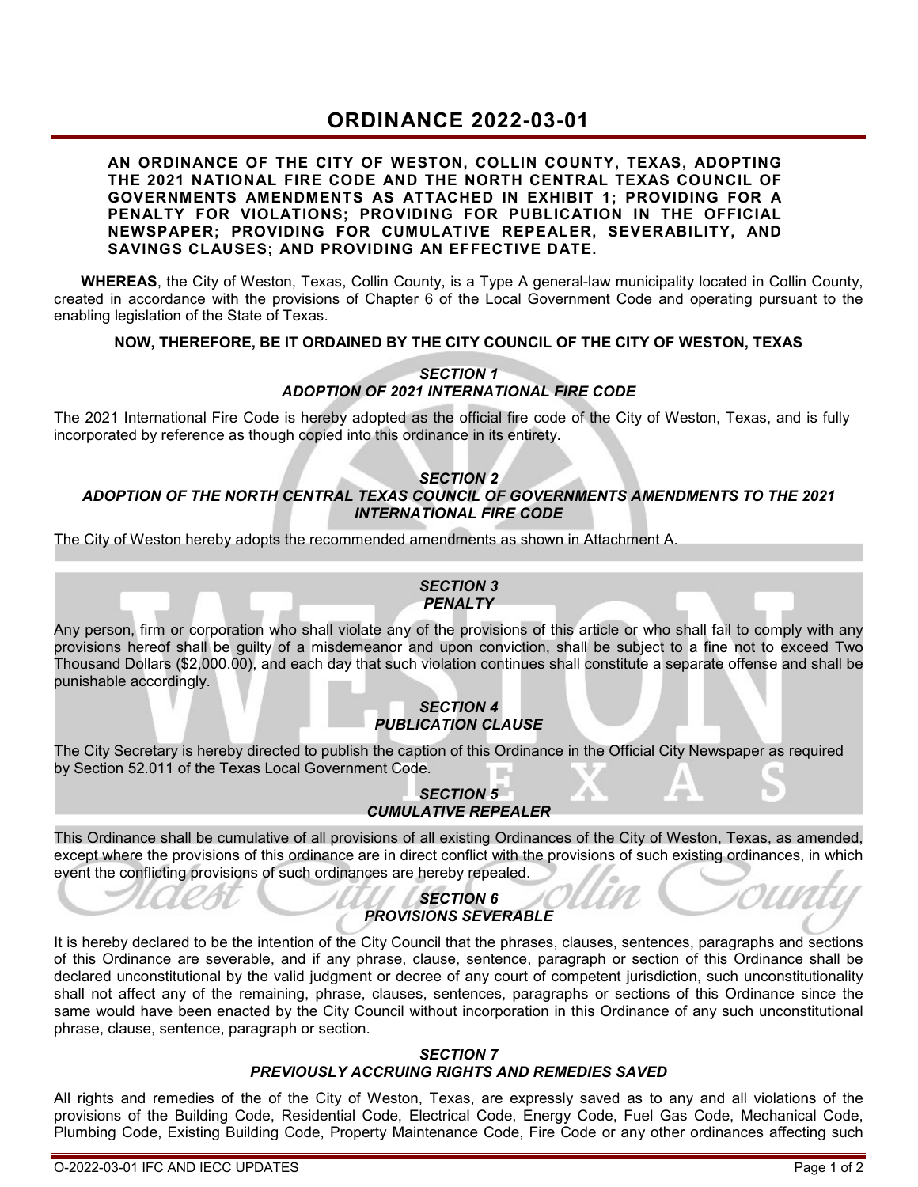# ORDINANCE 2022-03-01

**AN ORDINANCE OF THE CITY OF WESTON, COLLIN COUNTY, TEXAS, ADOPTING THE 2021 NATIONAL FIRE CODE AND THE NORTH CENTRAL TEXAS COUNCIL OF GOVERNMENTS AMENDMENTS AS ATTACHED IN EXHIBIT 1; PROVIDING FOR A PENALTY FOR VIOLATIONS; PROVIDING FOR PUBLICATION IN THE OFFICIAL NEWSPAPER; PROVIDING FOR CUMULATIVE REPEALER, SEVERABILITY, AND SAVINGS CLAUSES; AND PROVIDING AN EFFECTIVE DATE.**

**WHEREAS**, the City of Weston, Texas, Collin County, is a Type A general-law municipality located in Collin County, created in accordance with the provisions of Chapter 6 of the Local Government Code and operating pursuant to the enabling legislation of the State of Texas.

**NOW, THEREFORE, BE IT ORDAINED BY THE CITY COUNCIL OF THE CITY OF WESTON, TEXAS**

### *SECTION 1*
### *ADOPTION OF 2021 INTERNATIONAL FIRE CODE*

The 2021 International Fire Code is hereby adopted as the official fire code of the City of Weston, Texas, and is fully incorporated by reference as though copied into this ordinance in its entirety.

### *SECTION 2*
### *ADOPTION OF THE NORTH CENTRAL TEXAS COUNCIL OF GOVERNMENTS AMENDMENTS TO THE 2021 INTERNATIONAL FIRE CODE*

The City of Weston hereby adopts the recommended amendments as shown in Attachment A.

### *SECTION 3*
### *PENALTY*

Any person, firm or corporation who shall violate any of the provisions of this article or who shall fail to comply with any provisions hereof shall be guilty of a misdemeanor and upon conviction, shall be subject to a fine not to exceed Two Thousand Dollars ($2,000.00), and each day that such violation continues shall constitute a separate offense and shall be punishable accordingly.

### *SECTION 4*
### *PUBLICATION CLAUSE*

The City Secretary is hereby directed to publish the caption of this Ordinance in the Official City Newspaper as required by Section 52.011 of the Texas Local Government Code.

### *SECTION 5*
### *CUMULATIVE REPEALER*

This Ordinance shall be cumulative of all provisions of all existing Ordinances of the City of Weston, Texas, as amended, except where the provisions of this ordinance are in direct conflict with the provisions of such existing ordinances, in which event the conflicting provisions of such ordinances are hereby repealed.

### *SECTION 6*
### *PROVISIONS SEVERABLE*

It is hereby declared to be the intention of the City Council that the phrases, clauses, sentences, paragraphs and sections of this Ordinance are severable, and if any phrase, clause, sentence, paragraph or section of this Ordinance shall be declared unconstitutional by the valid judgment or decree of any court of competent jurisdiction, such unconstitutionality shall not affect any of the remaining, phrase, clauses, sentences, paragraphs or sections of this Ordinance since the same would have been enacted by the City Council without incorporation in this Ordinance of any such unconstitutional phrase, clause, sentence, paragraph or section.

### *SECTION 7*
### *PREVIOUSLY ACCRUING RIGHTS AND REMEDIES SAVED*

All rights and remedies of the of the City of Weston, Texas, are expressly saved as to any and all violations of the provisions of the Building Code, Residential Code, Electrical Code, Energy Code, Fuel Gas Code, Mechanical Code, Plumbing Code, Existing Building Code, Property Maintenance Code, Fire Code or any other ordinances affecting such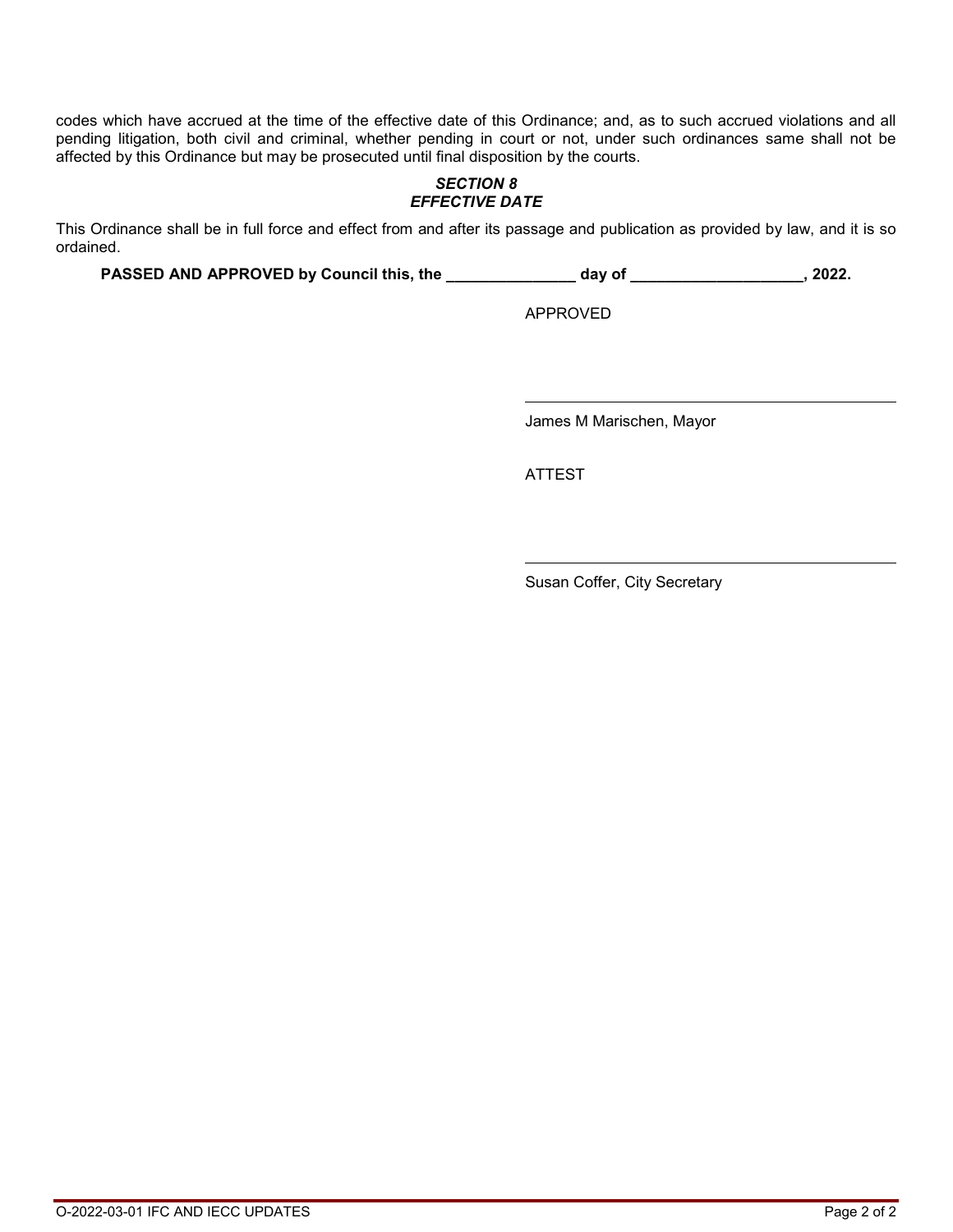codes which have accrued at the time of the effective date of this Ordinance; and, as to such accrued violations and all pending litigation, both civil and criminal, whether pending in court or not, under such ordinances same shall not be affected by this Ordinance but may be prosecuted until final disposition by the courts.

***SECTION 8***
***EFFECTIVE DATE***

This Ordinance shall be in full force and effect from and after its passage and publication as provided by law, and it is so ordained.

**PASSED AND APPROVED by Council this, the _______________ day of ____________________, 2022.**

APPROVED

_____________________________________________

James M Marischen, Mayor

ATTEST

_____________________________________________

Susan Coffer, City Secretary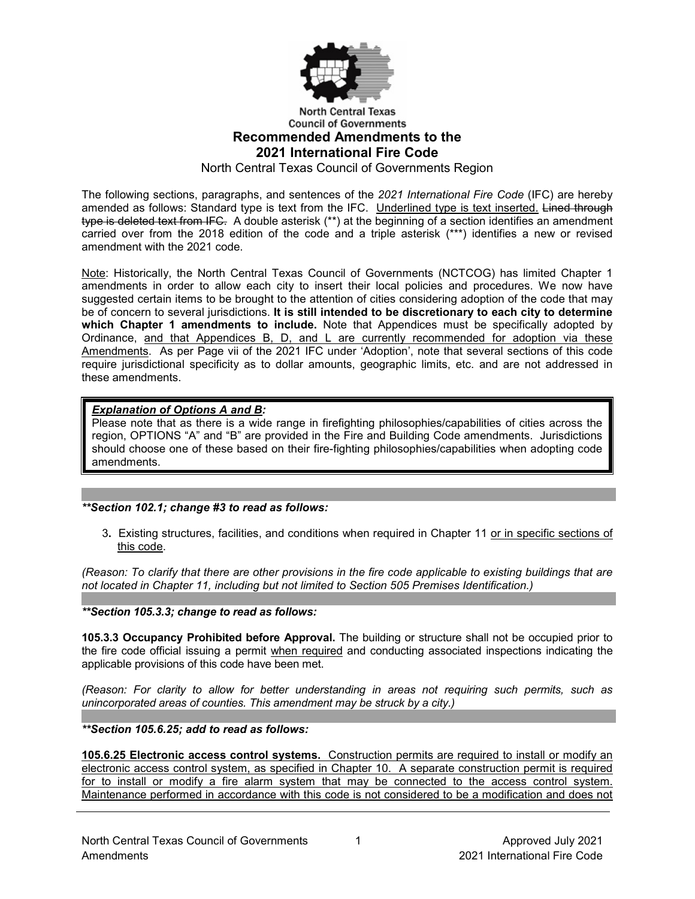North Central Texas Council of Governments

# Recommended Amendments to the 2021 International Fire Code

North Central Texas Council of Governments Region

The following sections, paragraphs, and sentences of the *2021 International Fire Code* (IFC) are hereby amended as follows: Standard type is text from the IFC. <u>Underlined type is text inserted.</u> ~~Lined through type is deleted text from IFC.~~ A double asterisk (**) at the beginning of a section identifies an amendment carried over from the 2018 edition of the code and a triple asterisk (***) identifies a new or revised amendment with the 2021 code.

<u>Note</u>: Historically, the North Central Texas Council of Governments (NCTCOG) has limited Chapter 1 amendments in order to allow each city to insert their local policies and procedures. We now have suggested certain items to be brought to the attention of cities considering adoption of the code that may be of concern to several jurisdictions. **It is still intended to be discretionary to each city to determine which Chapter 1 amendments to include.** Note that Appendices must be specifically adopted by Ordinance, <u>and that Appendices B, D, and L are currently recommended for adoption via these Amendments</u>. As per Page vii of the 2021 IFC under 'Adoption', note that several sections of this code require jurisdictional specificity as to dollar amounts, geographic limits, etc. and are not addressed in these amendments.

> ***<u>Explanation of Options A and B</u>:***
> Please note that as there is a wide range in firefighting philosophies/capabilities of cities across the region, OPTIONS "A" and "B" are provided in the Fire and Building Code amendments. Jurisdictions should choose one of these based on their fire-fighting philosophies/capabilities when adopting code amendments.

***\*\*Section 102.1; change #3 to read as follows:***

3. Existing structures, facilities, and conditions when required in Chapter 11 <u>or in specific sections of this code</u>.

*(Reason: To clarify that there are other provisions in the fire code applicable to existing buildings that are not located in Chapter 11, including but not limited to Section 505 Premises Identification.)*

***\*\*Section 105.3.3; change to read as follows:***

**105.3.3 Occupancy Prohibited before Approval.** The building or structure shall not be occupied prior to the fire code official issuing a permit <u>when required</u> and conducting associated inspections indicating the applicable provisions of this code have been met.

*(Reason: For clarity to allow for better understanding in areas not requiring such permits, such as unincorporated areas of counties. This amendment may be struck by a city.)*

***\*\*Section 105.6.25; add to read as follows:***

<u>**105.6.25 Electronic access control systems.** Construction permits are required to install or modify an electronic access control system, as specified in Chapter 10. A separate construction permit is required for to install or modify a fire alarm system that may be connected to the access control system. Maintenance performed in accordance with this code is not considered to be a modification and does not</u>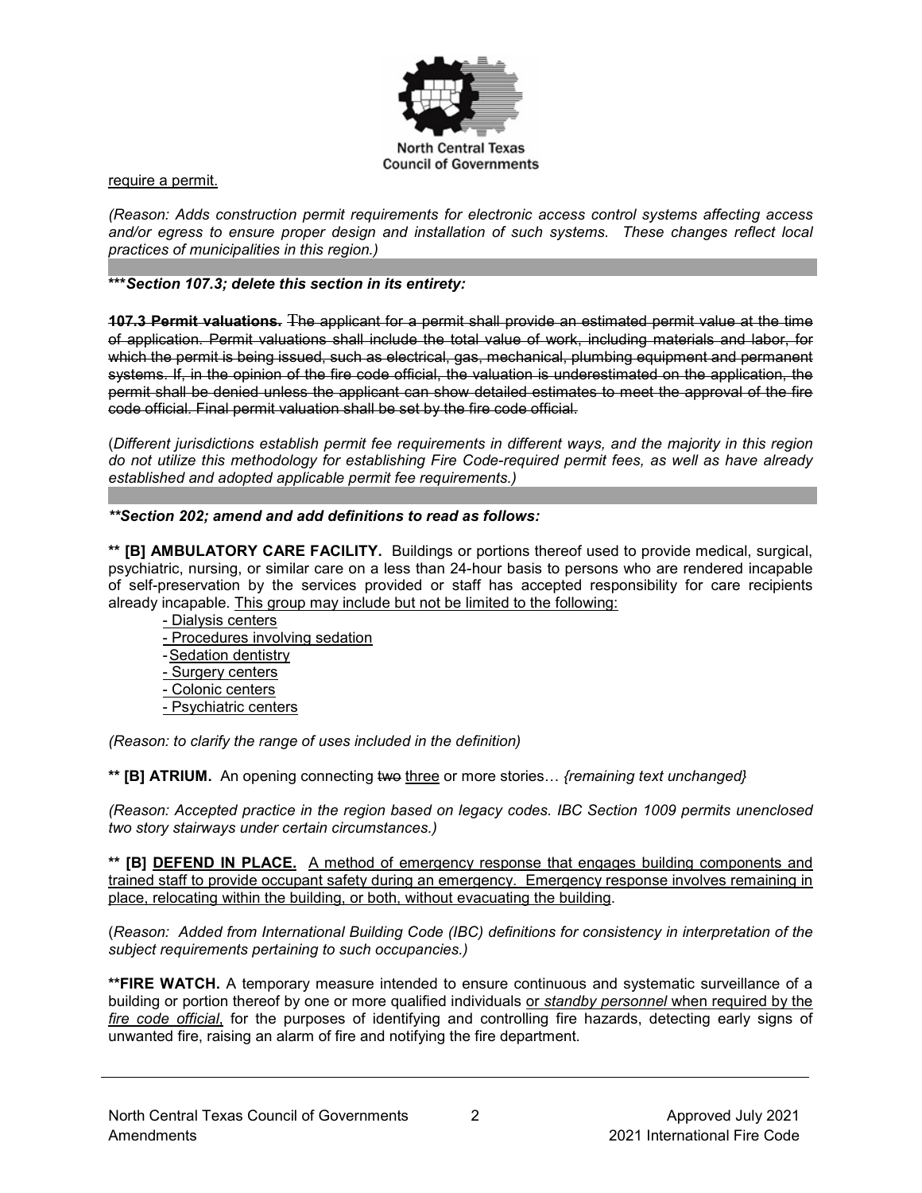require a permit.

*(Reason: Adds construction permit requirements for electronic access control systems affecting access and/or egress to ensure proper design and installation of such systems. These changes reflect local practices of municipalities in this region.)*

***Section 107.3; delete this section in its entirety:***

~~**107.3 Permit valuations.** The applicant for a permit shall provide an estimated permit value at the time of application. Permit valuations shall include the total value of work, including materials and labor, for which the permit is being issued, such as electrical, gas, mechanical, plumbing equipment and permanent systems. If, in the opinion of the fire code official, the valuation is underestimated on the application, the permit shall be denied unless the applicant can show detailed estimates to meet the approval of the fire code official. Final permit valuation shall be set by the fire code official.~~

(*Different jurisdictions establish permit fee requirements in different ways, and the majority in this region do not utilize this methodology for establishing Fire Code-required permit fees, as well as have already established and adopted applicable permit fee requirements.)*

***Section 202; amend and add definitions to read as follows:***

**** [B] AMBULATORY CARE FACILITY.** Buildings or portions thereof used to provide medical, surgical, psychiatric, nursing, or similar care on a less than 24-hour basis to persons who are rendered incapable of self-preservation by the services provided or staff has accepted responsibility for care recipients already incapable. <u>This group may include but not be limited to the following:</u>

- <u>Dialysis centers</u>
- <u>Procedures involving sedation</u>
- <u>Sedation dentistry</u>
- <u>Surgery centers</u>
- <u>Colonic centers</u>
- <u>Psychiatric centers</u>

*(Reason: to clarify the range of uses included in the definition)*

**** [B] ATRIUM.** An opening connecting ~~two~~ <u>three</u> or more stories… *{remaining text unchanged}*

*(Reason: Accepted practice in the region based on legacy codes. IBC Section 1009 permits unenclosed two story stairways under certain circumstances.)*

**** [B] <u>DEFEND IN PLACE.</u>** <u>A method of emergency response that engages building components and trained staff to provide occupant safety during an emergency. Emergency response involves remaining in place, relocating within the building, or both, without evacuating the building</u>.

(*Reason: Added from International Building Code (IBC) definitions for consistency in interpretation of the subject requirements pertaining to such occupancies.)*

****FIRE WATCH.** A temporary measure intended to ensure continuous and systematic surveillance of a building or portion thereof by one or more qualified individuals <u>or *standby personnel* when required by the *fire code official*</u>, for the purposes of identifying and controlling fire hazards, detecting early signs of unwanted fire, raising an alarm of fire and notifying the fire department.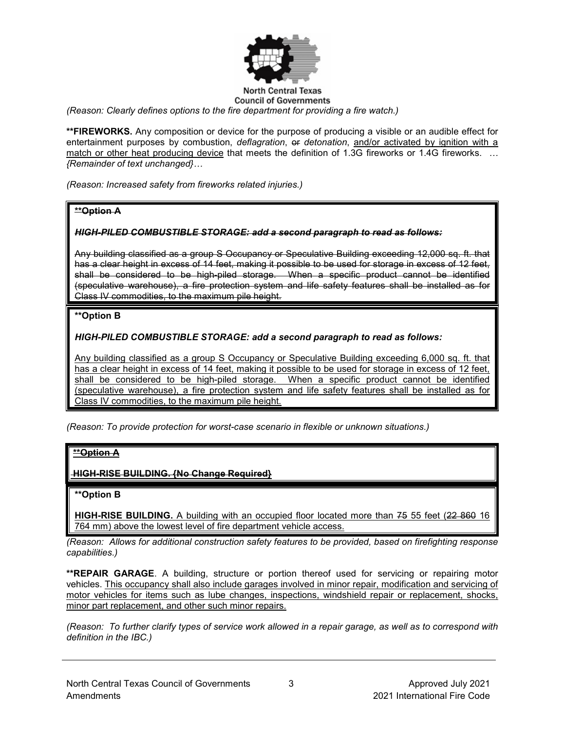*(Reason: Clearly defines options to the fire department for providing a fire watch.)*

**\*\*FIREWORKS.** Any composition or device for the purpose of producing a visible or an audible effect for entertainment purposes by combustion, *deflagration*, ~~or~~ *detonation*, <u>and/or activated by ignition with a match or other heat producing device</u> that meets the definition of 1.3G fireworks or 1.4G fireworks. … *{Remainder of text unchanged}*…

*(Reason: Increased safety from fireworks related injuries.)*

~~**\*\*Option A**~~

~~***HIGH-PILED COMBUSTIBLE STORAGE: add a second paragraph to read as follows:***~~

~~Any building classified as a group S Occupancy or Speculative Building exceeding 12,000 sq. ft. that has a clear height in excess of 14 feet, making it possible to be used for storage in excess of 12 feet, shall be considered to be high-piled storage. When a specific product cannot be identified (speculative warehouse), a fire protection system and life safety features shall be installed as for Class IV commodities, to the maximum pile height.~~

**\*\*Option B**

***HIGH-PILED COMBUSTIBLE STORAGE: add a second paragraph to read as follows:***

<u>Any building classified as a group S Occupancy or Speculative Building exceeding 6,000 sq. ft. that has a clear height in excess of 14 feet, making it possible to be used for storage in excess of 12 feet, shall be considered to be high-piled storage. When a specific product cannot be identified (speculative warehouse), a fire protection system and life safety features shall be installed as for Class IV commodities, to the maximum pile height.</u>

*(Reason: To provide protection for worst-case scenario in flexible or unknown situations.)*

~~**\*\*Option A**~~

~~**HIGH-RISE BUILDING. {No Change Required}**~~

**\*\*Option B**

**HIGH-RISE BUILDING.** A building with an occupied floor located more than ~~75~~ <u>55</u> feet (~~22 860~~ <u>16 764 mm) above the lowest level of fire department vehicle access.</u>

*(Reason: Allows for additional construction safety features to be provided, based on firefighting response capabilities.)*

**\*\*REPAIR GARAGE**. A building, structure or portion thereof used for servicing or repairing motor vehicles. <u>This occupancy shall also include garages involved in minor repair, modification and servicing of motor vehicles for items such as lube changes, inspections, windshield repair or replacement, shocks, minor part replacement, and other such minor repairs.</u>

*(Reason: To further clarify types of service work allowed in a repair garage, as well as to correspond with definition in the IBC.)*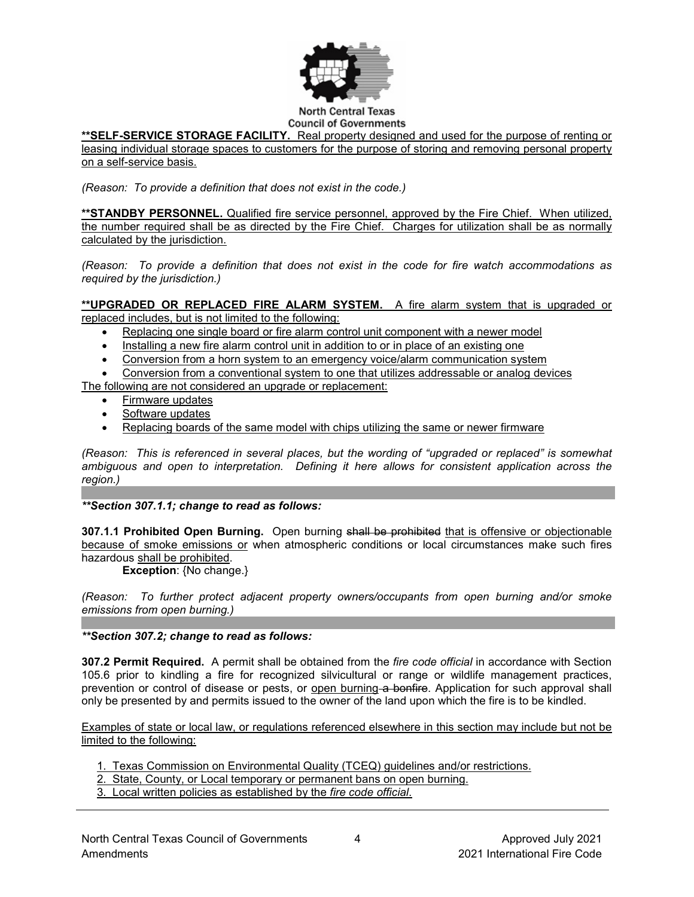**<u>\*\*SELF-SERVICE STORAGE FACILITY.</u>** <u>Real property designed and used for the purpose of renting or leasing individual storage spaces to customers for the purpose of storing and removing personal property on a self-service basis.</u>

*(Reason: To provide a definition that does not exist in the code.)*

**<u>\*\*STANDBY PERSONNEL.</u>** <u>Qualified fire service personnel, approved by the Fire Chief. When utilized, the number required shall be as directed by the Fire Chief. Charges for utilization shall be as normally calculated by the jurisdiction.</u>

*(Reason: To provide a definition that does not exist in the code for fire watch accommodations as required by the jurisdiction.)*

**<u>\*\*UPGRADED OR REPLACED FIRE ALARM SYSTEM.</u>** <u>A fire alarm system that is upgraded or replaced includes, but is not limited to the following:</u>

- <u>Replacing one single board or fire alarm control unit component with a newer model</u>
- <u>Installing a new fire alarm control unit in addition to or in place of an existing one</u>
- <u>Conversion from a horn system to an emergency voice/alarm communication system</u>
- <u>Conversion from a conventional system to one that utilizes addressable or analog devices</u>

<u>The following are not considered an upgrade or replacement:</u>

- <u>Firmware updates</u>
- <u>Software updates</u>
- <u>Replacing boards of the same model with chips utilizing the same or newer firmware</u>

*(Reason: This is referenced in several places, but the wording of "upgraded or replaced" is somewhat ambiguous and open to interpretation. Defining it here allows for consistent application across the region.)*

***\*\*Section 307.1.1; change to read as follows:***

**307.1.1 Prohibited Open Burning.** Open burning ~~shall be prohibited~~ <u>that is offensive or objectionable because of smoke emissions or</u> when atmospheric conditions or local circumstances make such fires hazardous <u>shall be prohibited</u>.

**Exception**: {No change.}

*(Reason: To further protect adjacent property owners/occupants from open burning and/or smoke emissions from open burning.)*

***\*\*Section 307.2; change to read as follows:***

**307.2 Permit Required.** A permit shall be obtained from the *fire code official* in accordance with Section 105.6 prior to kindling a fire for recognized silvicultural or range or wildlife management practices, prevention or control of disease or pests, or <u>open burning</u> ~~a bonfire~~. Application for such approval shall only be presented by and permits issued to the owner of the land upon which the fire is to be kindled.

<u>Examples of state or local law, or regulations referenced elsewhere in this section may include but not be limited to the following:</u>

1. <u>Texas Commission on Environmental Quality (TCEQ) guidelines and/or restrictions.</u>
2. <u>State, County, or Local temporary or permanent bans on open burning.</u>
3. <u>Local written policies as established by the *fire code official*.</u>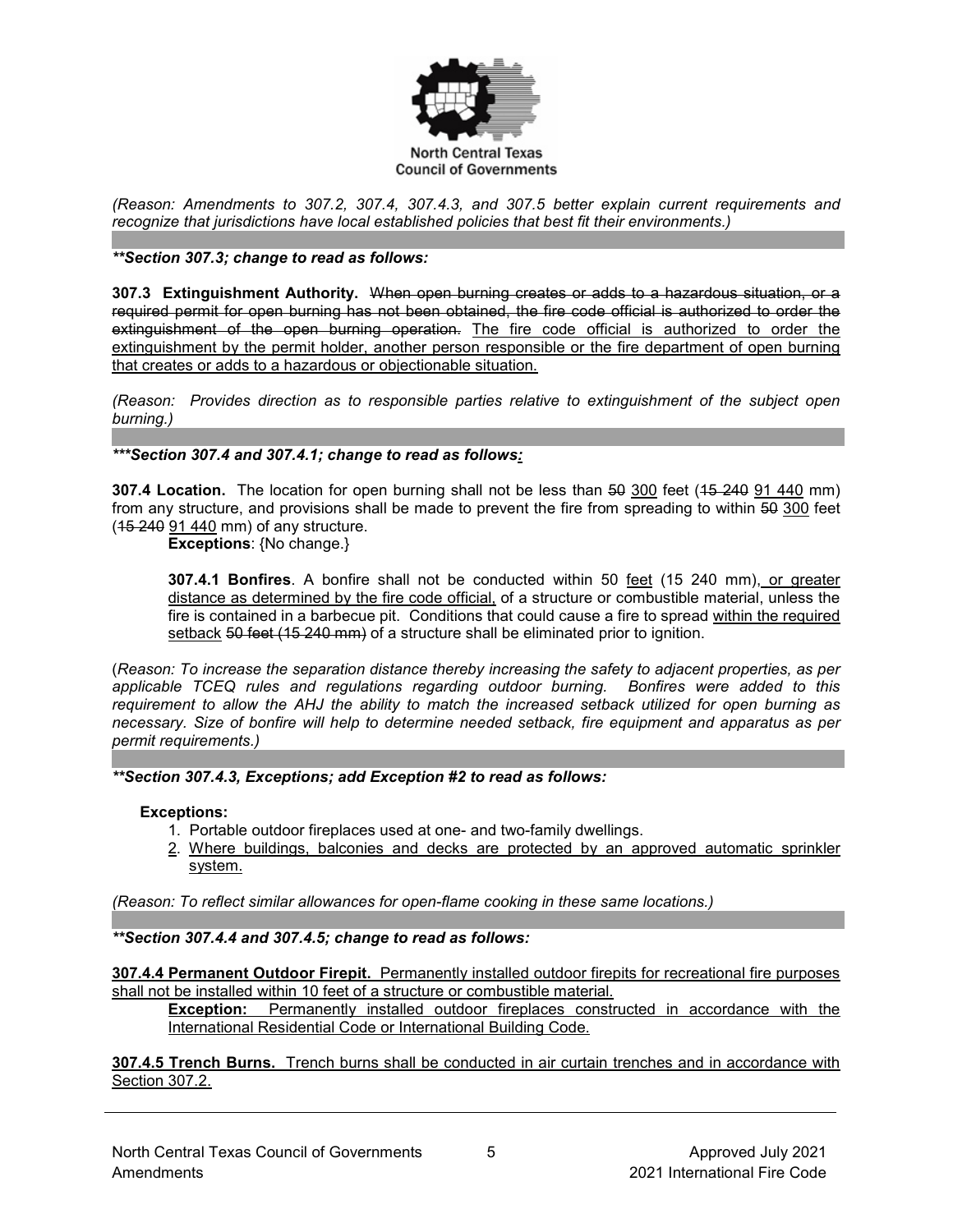*(Reason: Amendments to 307.2, 307.4, 307.4.3, and 307.5 better explain current requirements and recognize that jurisdictions have local established policies that best fit their environments.)*

***\*\*Section 307.3; change to read as follows:***

**307.3 Extinguishment Authority.** ~~When open burning creates or adds to a hazardous situation, or a required permit for open burning has not been obtained, the fire code official is authorized to order the extinguishment of the open burning operation.~~ <u>The fire code official is authorized to order the extinguishment by the permit holder, another person responsible or the fire department of open burning that creates or adds to a hazardous or objectionable situation.</u>

*(Reason: Provides direction as to responsible parties relative to extinguishment of the subject open burning.)*

***\*\*\*Section 307.4 and 307.4.1; change to read as follows:***

**307.4 Location.** The location for open burning shall not be less than ~~50~~ <u>300</u> feet (~~15 240~~ <u>91 440</u> mm) from any structure, and provisions shall be made to prevent the fire from spreading to within ~~50~~ <u>300</u> feet (~~15 240~~ <u>91 440</u> mm) of any structure.

**Exceptions**: {No change.}

**307.4.1 Bonfires**. A bonfire shall not be conducted within 50 <u>feet</u> (15 240 mm)<u>, or greater distance as determined by the fire code official,</u> of a structure or combustible material, unless the fire is contained in a barbecue pit. Conditions that could cause a fire to spread <u>within the required setback</u> ~~50 feet (15 240 mm)~~ of a structure shall be eliminated prior to ignition.

(*Reason: To increase the separation distance thereby increasing the safety to adjacent properties, as per applicable TCEQ rules and regulations regarding outdoor burning. Bonfires were added to this requirement to allow the AHJ the ability to match the increased setback utilized for open burning as necessary. Size of bonfire will help to determine needed setback, fire equipment and apparatus as per permit requirements.)*

***\*\*Section 307.4.3, Exceptions; add Exception #2 to read as follows:***

**Exceptions:**

1. Portable outdoor fireplaces used at one- and two-family dwellings.
2. <u>Where buildings, balconies and decks are protected by an approved automatic sprinkler system.</u>

*(Reason: To reflect similar allowances for open-flame cooking in these same locations.)*

***\*\*Section 307.4.4 and 307.4.5; change to read as follows:***

<u>**307.4.4 Permanent Outdoor Firepit.** Permanently installed outdoor firepits for recreational fire purposes shall not be installed within 10 feet of a structure or combustible material.</u>

<u>**Exception:** Permanently installed outdoor fireplaces constructed in accordance with the International Residential Code or International Building Code.</u>

<u>**307.4.5 Trench Burns.** Trench burns shall be conducted in air curtain trenches and in accordance with Section 307.2.</u>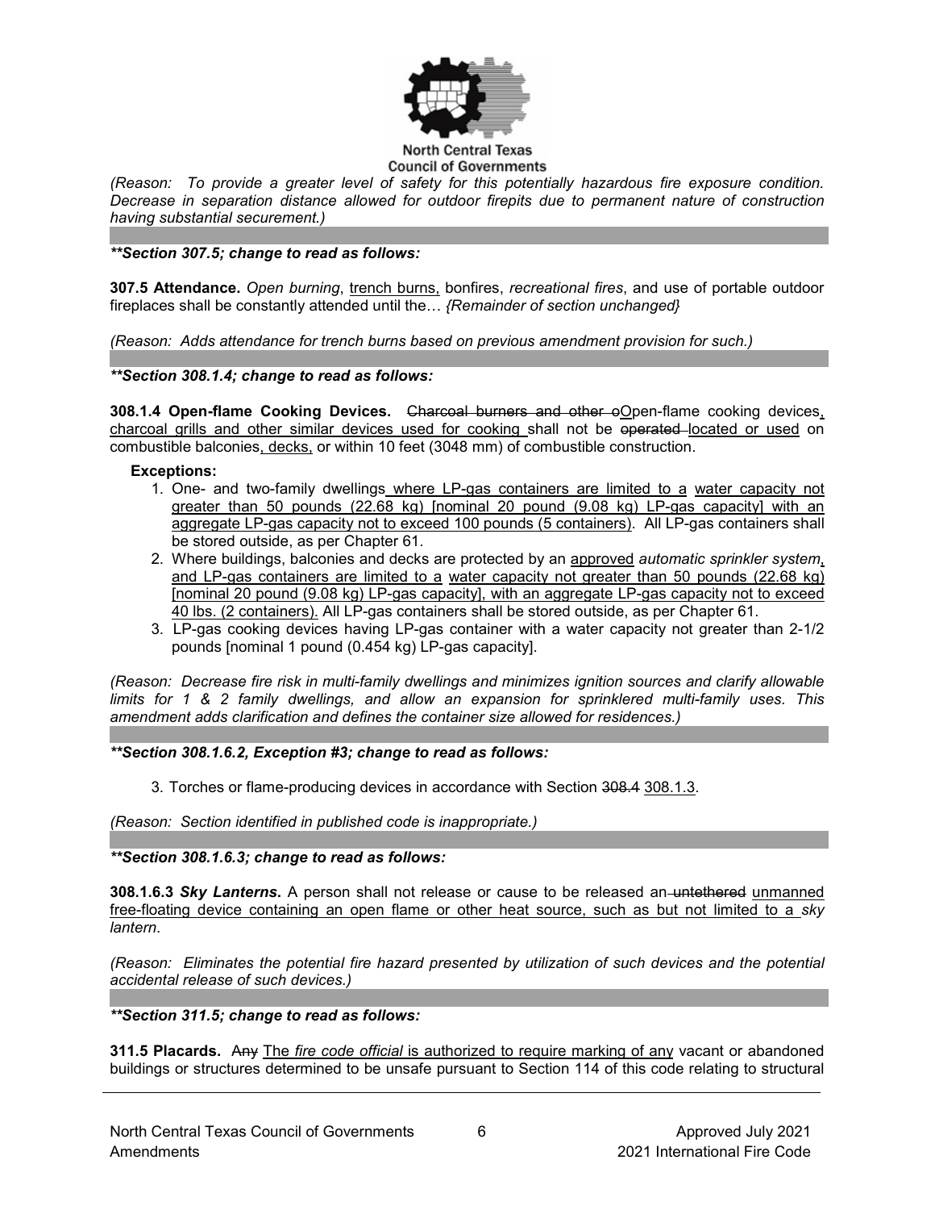*(Reason: To provide a greater level of safety for this potentially hazardous fire exposure condition. Decrease in separation distance allowed for outdoor firepits due to permanent nature of construction having substantial securement.)*

***\*Section 307.5; change to read as follows:***

**307.5 Attendance.** *Open burning*, <u>trench burns,</u> bonfires, *recreational fires*, and use of portable outdoor fireplaces shall be constantly attended until the… *{Remainder of section unchanged}*

*(Reason: Adds attendance for trench burns based on previous amendment provision for such.)*

***\*Section 308.1.4; change to read as follows:***

**308.1.4 Open-flame Cooking Devices.** ~~Charcoal burners and other o~~<u>O</u>pen-flame cooking devices<u>, charcoal grills and other similar devices used for cooking</u> shall not be ~~operated~~ <u>located or used</u> on combustible balconies<u>, decks,</u> or within 10 feet (3048 mm) of combustible construction.

**Exceptions:**

1. One- and two-family dwellings <u>where LP-gas containers are limited to a water capacity not greater than 50 pounds (22.68 kg) [nominal 20 pound (9.08 kg) LP-gas capacity] with an aggregate LP-gas capacity not to exceed 100 pounds (5 containers)</u>. All LP-gas containers shall be stored outside, as per Chapter 61.
2. Where buildings, balconies and decks are protected by an <u>approved</u> *automatic sprinkler system*<u>, and LP-gas containers are limited to a water capacity not greater than 50 pounds (22.68 kg) [nominal 20 pound (9.08 kg) LP-gas capacity], with an aggregate LP-gas capacity not to exceed 40 lbs. (2 containers).</u> All LP-gas containers shall be stored outside, as per Chapter 61.
3. LP-gas cooking devices having LP-gas container with a water capacity not greater than 2-1/2 pounds [nominal 1 pound (0.454 kg) LP-gas capacity].

*(Reason: Decrease fire risk in multi-family dwellings and minimizes ignition sources and clarify allowable limits for 1 & 2 family dwellings, and allow an expansion for sprinklered multi-family uses. This amendment adds clarification and defines the container size allowed for residences.)*

***\*Section 308.1.6.2, Exception #3; change to read as follows:***

3. Torches or flame-producing devices in accordance with Section ~~308.4~~ <u>308.1.3</u>.

*(Reason: Section identified in published code is inappropriate.)*

***\*Section 308.1.6.3; change to read as follows:***

**308.1.6.3 *Sky Lanterns*.** A person shall not release or cause to be released an ~~untethered~~ <u>unmanned free-floating device containing an open flame or other heat source, such as but not limited to a</u> *sky lantern*.

*(Reason: Eliminates the potential fire hazard presented by utilization of such devices and the potential accidental release of such devices.)*

***\*Section 311.5; change to read as follows:***

**311.5 Placards.** ~~Any~~ <u>The *fire code official* is authorized to require marking of any</u> vacant or abandoned buildings or structures determined to be unsafe pursuant to Section 114 of this code relating to structural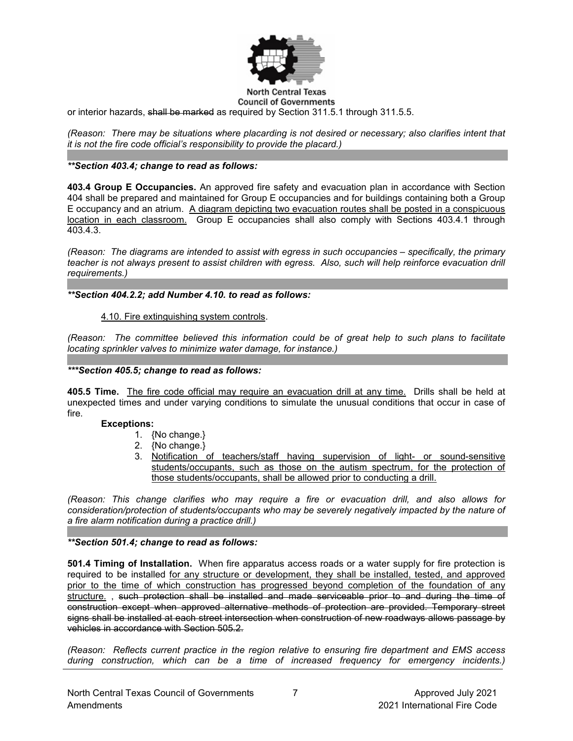or interior hazards, ~~shall be marked~~ as required by Section 311.5.1 through 311.5.5.

*(Reason: There may be situations where placarding is not desired or necessary; also clarifies intent that it is not the fire code official's responsibility to provide the placard.)*

***\*\*Section 403.4; change to read as follows:***

**403.4 Group E Occupancies.** An approved fire safety and evacuation plan in accordance with Section 404 shall be prepared and maintained for Group E occupancies and for buildings containing both a Group E occupancy and an atrium. <u>A diagram depicting two evacuation routes shall be posted in a conspicuous location in each classroom.</u> Group E occupancies shall also comply with Sections 403.4.1 through 403.4.3.

*(Reason: The diagrams are intended to assist with egress in such occupancies – specifically, the primary teacher is not always present to assist children with egress. Also, such will help reinforce evacuation drill requirements.)*

***\*\*Section 404.2.2; add Number 4.10. to read as follows:***

<u>4.10. Fire extinguishing system controls</u>.

*(Reason: The committee believed this information could be of great help to such plans to facilitate locating sprinkler valves to minimize water damage, for instance.)*

***\*\*\*Section 405.5; change to read as follows:***

**405.5 Time.** <u>The fire code official may require an evacuation drill at any time.</u> Drills shall be held at unexpected times and under varying conditions to simulate the unusual conditions that occur in case of fire.

**Exceptions:**

1. {No change.}
2. {No change.}
3. <u>Notification of teachers/staff having supervision of light- or sound-sensitive students/occupants, such as those on the autism spectrum, for the protection of those students/occupants, shall be allowed prior to conducting a drill.</u>

*(Reason: This change clarifies who may require a fire or evacuation drill, and also allows for consideration/protection of students/occupants who may be severely negatively impacted by the nature of a fire alarm notification during a practice drill.)*

***\*\*Section 501.4; change to read as follows:***

**501.4 Timing of Installation.** When fire apparatus access roads or a water supply for fire protection is required to be installed <u>for any structure or development, they shall be installed, tested, and approved prior to the time of which construction has progressed beyond completion of the foundation of any structure.</u> , ~~such protection shall be installed and made serviceable prior to and during the time of construction except when approved alternative methods of protection are provided. Temporary street signs shall be installed at each street intersection when construction of new roadways allows passage by vehicles in accordance with Section 505.2.~~

*(Reason: Reflects current practice in the region relative to ensuring fire department and EMS access during construction, which can be a time of increased frequency for emergency incidents.)*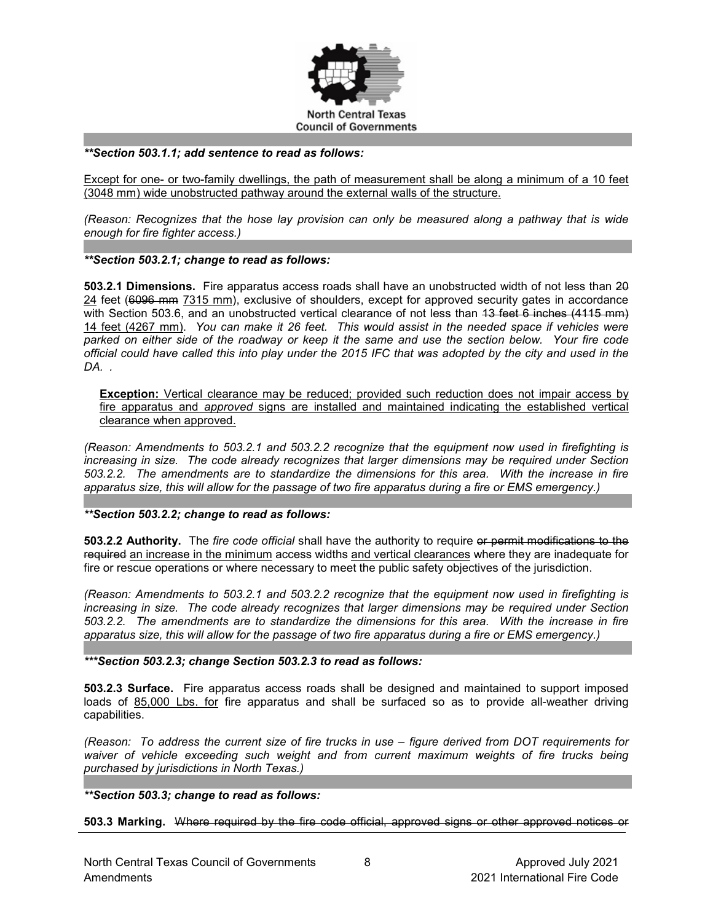***Section 503.1.1; add sentence to read as follows:**

<u>Except for one- or two-family dwellings, the path of measurement shall be along a minimum of a 10 feet (3048 mm) wide unobstructed pathway around the external walls of the structure.</u>

*(Reason: Recognizes that the hose lay provision can only be measured along a pathway that is wide enough for fire fighter access.)*

***Section 503.2.1; change to read as follows:**

**503.2.1 Dimensions.** Fire apparatus access roads shall have an unobstructed width of not less than ~~20~~ <u>24</u> feet (~~6096 mm~~ <u>7315 mm</u>), exclusive of shoulders, except for approved security gates in accordance with Section 503.6, and an unobstructed vertical clearance of not less than ~~13 feet 6 inches (4115 mm)~~ <u>14 feet (4267 mm)</u>. *You can make it 26 feet. This would assist in the needed space if vehicles were parked on either side of the roadway or keep it the same and use the section below. Your fire code official could have called this into play under the 2015 IFC that was adopted by the city and used in the DA.* .

> **<u>Exception:</u>** <u>Vertical clearance may be reduced; provided such reduction does not impair access by fire apparatus and *approved* signs are installed and maintained indicating the established vertical clearance when approved.</u>

*(Reason: Amendments to 503.2.1 and 503.2.2 recognize that the equipment now used in firefighting is increasing in size. The code already recognizes that larger dimensions may be required under Section 503.2.2. The amendments are to standardize the dimensions for this area. With the increase in fire apparatus size, this will allow for the passage of two fire apparatus during a fire or EMS emergency.)*

***Section 503.2.2; change to read as follows:**

**503.2.2 Authority.** The *fire code official* shall have the authority to require ~~or permit modifications to the required~~ <u>an increase in the minimum</u> access widths <u>and vertical clearances</u> where they are inadequate for fire or rescue operations or where necessary to meet the public safety objectives of the jurisdiction.

*(Reason: Amendments to 503.2.1 and 503.2.2 recognize that the equipment now used in firefighting is increasing in size. The code already recognizes that larger dimensions may be required under Section 503.2.2. The amendments are to standardize the dimensions for this area. With the increase in fire apparatus size, this will allow for the passage of two fire apparatus during a fire or EMS emergency.)*

****Section 503.2.3; change Section 503.2.3 to read as follows:**

**503.2.3 Surface.** Fire apparatus access roads shall be designed and maintained to support imposed loads of <u>85,000 Lbs. for</u> fire apparatus and shall be surfaced so as to provide all-weather driving capabilities.

*(Reason: To address the current size of fire trucks in use – figure derived from DOT requirements for waiver of vehicle exceeding such weight and from current maximum weights of fire trucks being purchased by jurisdictions in North Texas.)*

***Section 503.3; change to read as follows:**

**503.3 Marking.** ~~Where required by the fire code official, approved signs or other approved notices or~~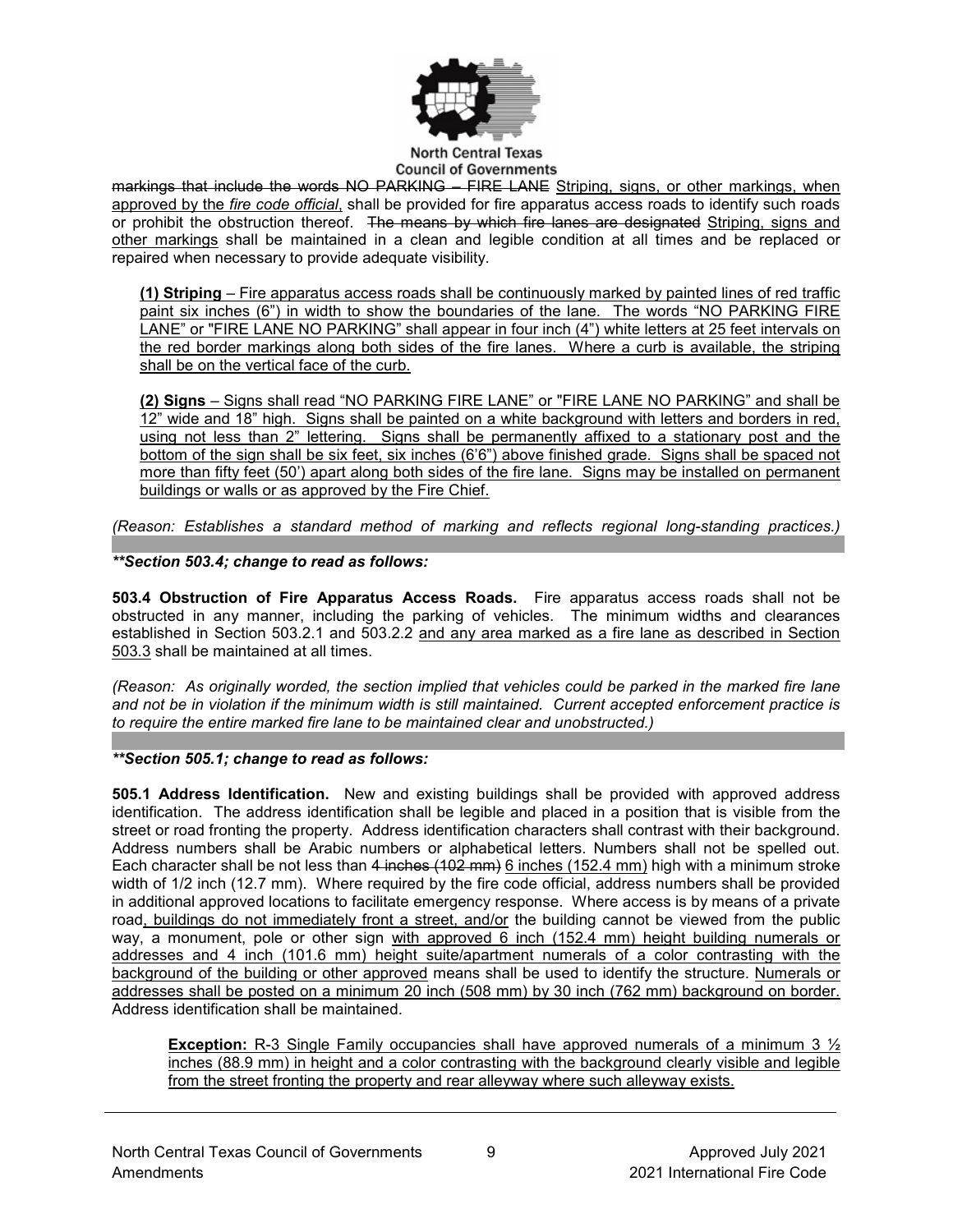~~markings that include the words NO PARKING – FIRE LANE~~ <u>Striping, signs, or other markings, when approved by the *fire code official*</u>, shall be provided for fire apparatus access roads to identify such roads or prohibit the obstruction thereof. ~~The means by which fire lanes are designated~~ <u>Striping, signs and other markings</u> shall be maintained in a clean and legible condition at all times and be replaced or repaired when necessary to provide adequate visibility.

> <u>**(1) Striping** – Fire apparatus access roads shall be continuously marked by painted lines of red traffic paint six inches (6") in width to show the boundaries of the lane. The words "NO PARKING FIRE LANE" or "FIRE LANE NO PARKING" shall appear in four inch (4") white letters at 25 feet intervals on the red border markings along both sides of the fire lanes. Where a curb is available, the striping shall be on the vertical face of the curb.</u>
>
> <u>**(2) Signs** – Signs shall read "NO PARKING FIRE LANE" or "FIRE LANE NO PARKING" and shall be 12" wide and 18" high. Signs shall be painted on a white background with letters and borders in red, using not less than 2" lettering. Signs shall be permanently affixed to a stationary post and the bottom of the sign shall be six feet, six inches (6'6") above finished grade. Signs shall be spaced not more than fifty feet (50') apart along both sides of the fire lane. Signs may be installed on permanent buildings or walls or as approved by the Fire Chief.</u>

*(Reason: Establishes a standard method of marking and reflects regional long-standing practices.)*

***\*\*Section 503.4; change to read as follows:***

**503.4 Obstruction of Fire Apparatus Access Roads.** Fire apparatus access roads shall not be obstructed in any manner, including the parking of vehicles. The minimum widths and clearances established in Section 503.2.1 and 503.2.2 <u>and any area marked as a fire lane as described in Section 503.3</u> shall be maintained at all times.

*(Reason: As originally worded, the section implied that vehicles could be parked in the marked fire lane and not be in violation if the minimum width is still maintained. Current accepted enforcement practice is to require the entire marked fire lane to be maintained clear and unobstructed.)*

***\*\*Section 505.1; change to read as follows:***

**505.1 Address Identification.** New and existing buildings shall be provided with approved address identification. The address identification shall be legible and placed in a position that is visible from the street or road fronting the property. Address identification characters shall contrast with their background. Address numbers shall be Arabic numbers or alphabetical letters. Numbers shall not be spelled out. Each character shall be not less than ~~4 inches (102 mm)~~ <u>6 inches (152.4 mm)</u> high with a minimum stroke width of 1/2 inch (12.7 mm). Where required by the fire code official, address numbers shall be provided in additional approved locations to facilitate emergency response. Where access is by means of a private road<u>, buildings do not immediately front a street, and/or</u> the building cannot be viewed from the public way, a monument, pole or other sign <u>with approved 6 inch (152.4 mm) height building numerals or addresses and 4 inch (101.6 mm) height suite/apartment numerals of a color contrasting with the background of the building or other approved</u> means shall be used to identify the structure. <u>Numerals or addresses shall be posted on a minimum 20 inch (508 mm) by 30 inch (762 mm) background on border.</u> Address identification shall be maintained.

> <u>**Exception:** R-3 Single Family occupancies shall have approved numerals of a minimum 3 ½ inches (88.9 mm) in height and a color contrasting with the background clearly visible and legible from the street fronting the property and rear alleyway where such alleyway exists.</u>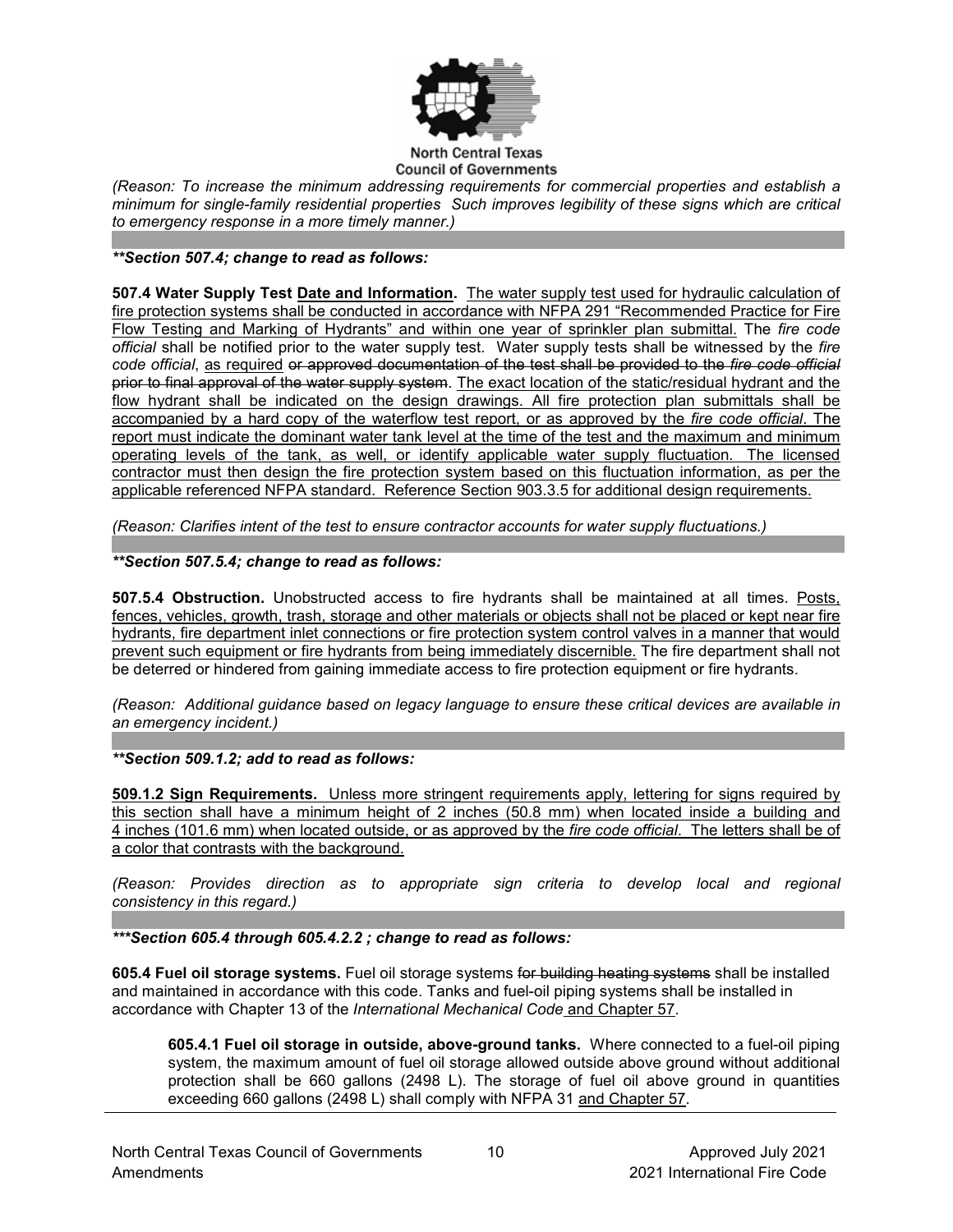*(Reason: To increase the minimum addressing requirements for commercial properties and establish a minimum for single-family residential properties Such improves legibility of these signs which are critical to emergency response in a more timely manner.)*

***\*\*Section 507.4; change to read as follows:***

**507.4 Water Supply Test <u>Date and Information</u>.** <u>The water supply test used for hydraulic calculation of fire protection systems shall be conducted in accordance with NFPA 291 "Recommended Practice for Fire Flow Testing and Marking of Hydrants" and within one year of sprinkler plan submittal.</u> The *fire code official* shall be notified prior to the water supply test. Water supply tests shall be witnessed by the *fire code official*, <u>as required</u> ~~or approved documentation of the test shall be provided to the *fire code official* prior to final approval of the water supply system~~. <u>The exact location of the static/residual hydrant and the flow hydrant shall be indicated on the design drawings. All fire protection plan submittals shall be accompanied by a hard copy of the waterflow test report, or as approved by the *fire code official*. The report must indicate the dominant water tank level at the time of the test and the maximum and minimum operating levels of the tank, as well, or identify applicable water supply fluctuation. The licensed contractor must then design the fire protection system based on this fluctuation information, as per the applicable referenced NFPA standard. Reference Section 903.3.5 for additional design requirements.</u>

*(Reason: Clarifies intent of the test to ensure contractor accounts for water supply fluctuations.)*

***\*\*Section 507.5.4; change to read as follows:***

**507.5.4 Obstruction.** Unobstructed access to fire hydrants shall be maintained at all times. <u>Posts, fences, vehicles, growth, trash, storage and other materials or objects shall not be placed or kept near fire hydrants, fire department inlet connections or fire protection system control valves in a manner that would prevent such equipment or fire hydrants from being immediately discernible.</u> The fire department shall not be deterred or hindered from gaining immediate access to fire protection equipment or fire hydrants.

*(Reason: Additional guidance based on legacy language to ensure these critical devices are available in an emergency incident.)*

***\*\*Section 509.1.2; add to read as follows:***

<u>**509.1.2 Sign Requirements.** Unless more stringent requirements apply, lettering for signs required by this section shall have a minimum height of 2 inches (50.8 mm) when located inside a building and 4 inches (101.6 mm) when located outside, or as approved by the *fire code official*. The letters shall be of a color that contrasts with the background.</u>

*(Reason: Provides direction as to appropriate sign criteria to develop local and regional consistency in this regard.)*

***\*\*\*Section 605.4 through 605.4.2.2 ; change to read as follows:***

**605.4 Fuel oil storage systems.** Fuel oil storage systems ~~for building heating systems~~ shall be installed and maintained in accordance with this code. Tanks and fuel-oil piping systems shall be installed in accordance with Chapter 13 of the *International Mechanical Code* <u>and Chapter 57</u>.

> **605.4.1 Fuel oil storage in outside, above-ground tanks.** Where connected to a fuel-oil piping system, the maximum amount of fuel oil storage allowed outside above ground without additional protection shall be 660 gallons (2498 L). The storage of fuel oil above ground in quantities exceeding 660 gallons (2498 L) shall comply with NFPA 31 <u>and Chapter 57</u>.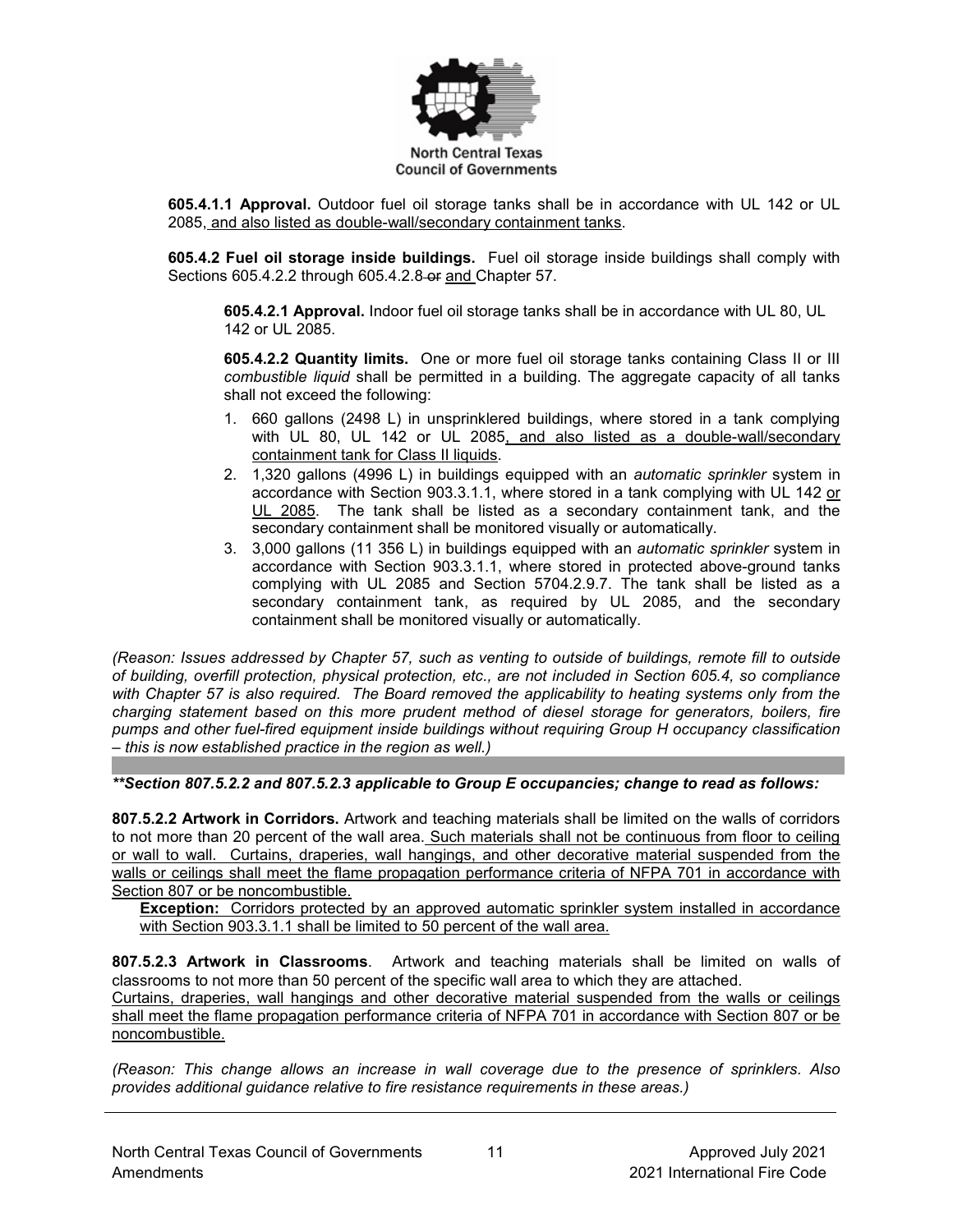**605.4.1.1 Approval.** Outdoor fuel oil storage tanks shall be in accordance with UL 142 or UL 2085, and also listed as double-wall/secondary containment tanks.

**605.4.2 Fuel oil storage inside buildings.** Fuel oil storage inside buildings shall comply with Sections 605.4.2.2 through 605.4.2.8 ~~or~~ and Chapter 57.

**605.4.2.1 Approval.** Indoor fuel oil storage tanks shall be in accordance with UL 80, UL 142 or UL 2085.

**605.4.2.2 Quantity limits.** One or more fuel oil storage tanks containing Class II or III *combustible liquid* shall be permitted in a building. The aggregate capacity of all tanks shall not exceed the following:

1. 660 gallons (2498 L) in unsprinklered buildings, where stored in a tank complying with UL 80, UL 142 or UL 2085, and also listed as a double-wall/secondary containment tank for Class II liquids.
2. 1,320 gallons (4996 L) in buildings equipped with an *automatic sprinkler* system in accordance with Section 903.3.1.1, where stored in a tank complying with UL 142 or UL 2085. The tank shall be listed as a secondary containment tank, and the secondary containment shall be monitored visually or automatically.
3. 3,000 gallons (11 356 L) in buildings equipped with an *automatic sprinkler* system in accordance with Section 903.3.1.1, where stored in protected above-ground tanks complying with UL 2085 and Section 5704.2.9.7. The tank shall be listed as a secondary containment tank, as required by UL 2085, and the secondary containment shall be monitored visually or automatically.

*(Reason: Issues addressed by Chapter 57, such as venting to outside of buildings, remote fill to outside of building, overfill protection, physical protection, etc., are not included in Section 605.4, so compliance with Chapter 57 is also required. The Board removed the applicability to heating systems only from the charging statement based on this more prudent method of diesel storage for generators, boilers, fire pumps and other fuel-fired equipment inside buildings without requiring Group H occupancy classification – this is now established practice in the region as well.)*

***\*\*Section 807.5.2.2 and 807.5.2.3 applicable to Group E occupancies; change to read as follows:***

**807.5.2.2 Artwork in Corridors.** Artwork and teaching materials shall be limited on the walls of corridors to not more than 20 percent of the wall area. Such materials shall not be continuous from floor to ceiling or wall to wall. Curtains, draperies, wall hangings, and other decorative material suspended from the walls or ceilings shall meet the flame propagation performance criteria of NFPA 701 in accordance with Section 807 or be noncombustible.

**Exception:** Corridors protected by an approved automatic sprinkler system installed in accordance with Section 903.3.1.1 shall be limited to 50 percent of the wall area.

**807.5.2.3 Artwork in Classrooms**. Artwork and teaching materials shall be limited on walls of classrooms to not more than 50 percent of the specific wall area to which they are attached.
Curtains, draperies, wall hangings and other decorative material suspended from the walls or ceilings shall meet the flame propagation performance criteria of NFPA 701 in accordance with Section 807 or be noncombustible.

*(Reason: This change allows an increase in wall coverage due to the presence of sprinklers. Also provides additional guidance relative to fire resistance requirements in these areas.)*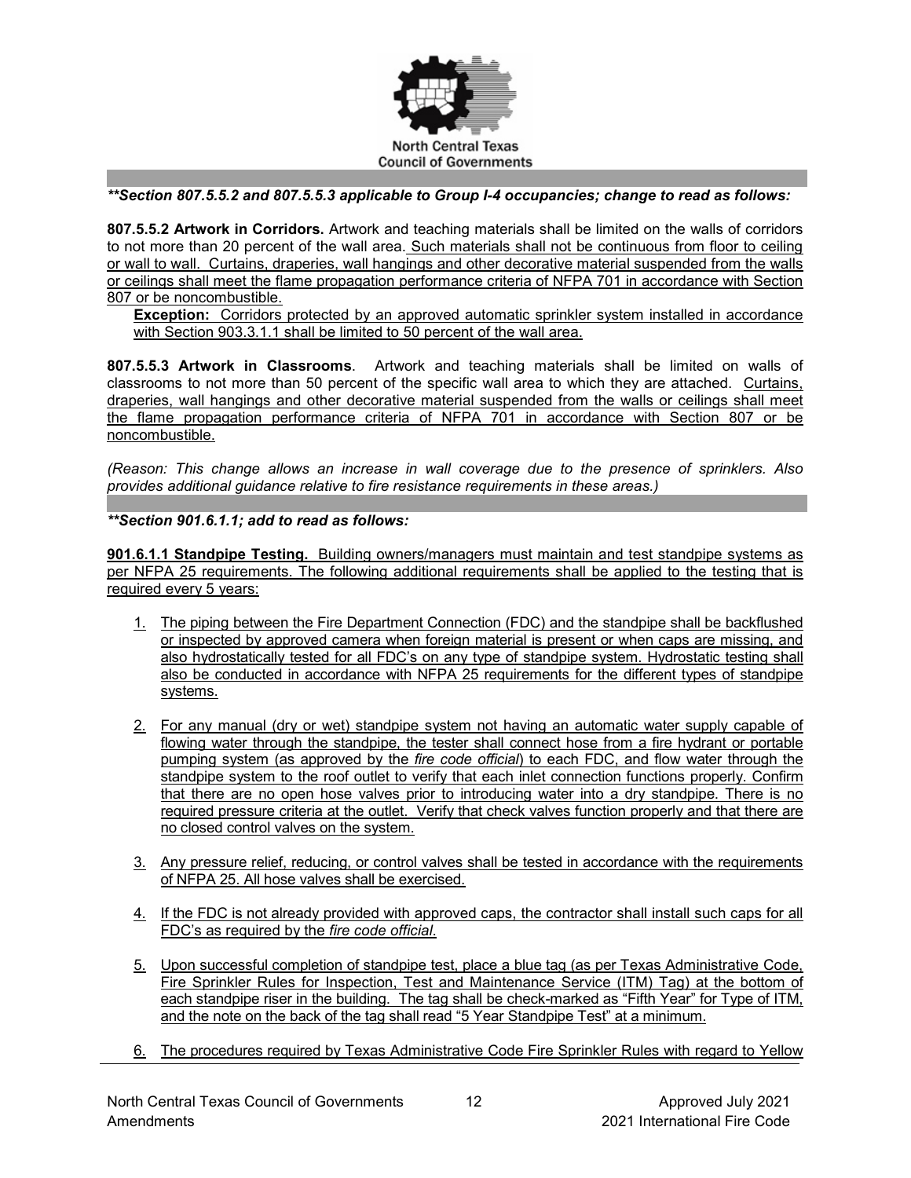***Section 807.5.5.2 and 807.5.5.3 applicable to Group I-4 occupancies; change to read as follows:**

**807.5.5.2 Artwork in Corridors.** Artwork and teaching materials shall be limited on the walls of corridors to not more than 20 percent of the wall area. Such materials shall not be continuous from floor to ceiling or wall to wall. Curtains, draperies, wall hangings and other decorative material suspended from the walls or ceilings shall meet the flame propagation performance criteria of NFPA 701 in accordance with Section 807 or be noncombustible.

**Exception:** Corridors protected by an approved automatic sprinkler system installed in accordance with Section 903.3.1.1 shall be limited to 50 percent of the wall area.

**807.5.5.3 Artwork in Classrooms**. Artwork and teaching materials shall be limited on walls of classrooms to not more than 50 percent of the specific wall area to which they are attached. Curtains, draperies, wall hangings and other decorative material suspended from the walls or ceilings shall meet the flame propagation performance criteria of NFPA 701 in accordance with Section 807 or be noncombustible.

*(Reason: This change allows an increase in wall coverage due to the presence of sprinklers. Also provides additional guidance relative to fire resistance requirements in these areas.)*

***Section 901.6.1.1; add to read as follows:**

**901.6.1.1 Standpipe Testing.** Building owners/managers must maintain and test standpipe systems as per NFPA 25 requirements. The following additional requirements shall be applied to the testing that is required every 5 years:

1. The piping between the Fire Department Connection (FDC) and the standpipe shall be backflushed or inspected by approved camera when foreign material is present or when caps are missing, and also hydrostatically tested for all FDC's on any type of standpipe system. Hydrostatic testing shall also be conducted in accordance with NFPA 25 requirements for the different types of standpipe systems.

2. For any manual (dry or wet) standpipe system not having an automatic water supply capable of flowing water through the standpipe, the tester shall connect hose from a fire hydrant or portable pumping system (as approved by the *fire code official*) to each FDC, and flow water through the standpipe system to the roof outlet to verify that each inlet connection functions properly. Confirm that there are no open hose valves prior to introducing water into a dry standpipe. There is no required pressure criteria at the outlet. Verify that check valves function properly and that there are no closed control valves on the system.

3. Any pressure relief, reducing, or control valves shall be tested in accordance with the requirements of NFPA 25. All hose valves shall be exercised.

4. If the FDC is not already provided with approved caps, the contractor shall install such caps for all FDC's as required by the *fire code official*.

5. Upon successful completion of standpipe test, place a blue tag (as per Texas Administrative Code, Fire Sprinkler Rules for Inspection, Test and Maintenance Service (ITM) Tag) at the bottom of each standpipe riser in the building. The tag shall be check-marked as "Fifth Year" for Type of ITM, and the note on the back of the tag shall read "5 Year Standpipe Test" at a minimum.

6. The procedures required by Texas Administrative Code Fire Sprinkler Rules with regard to Yellow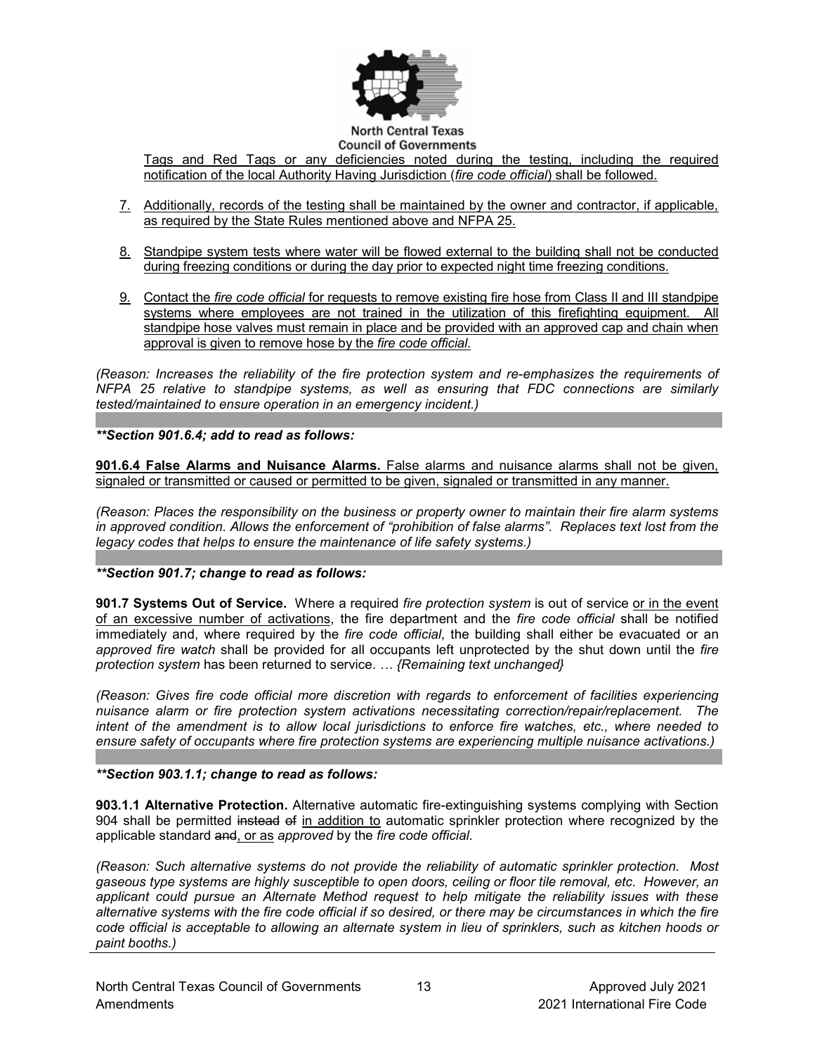Tags and Red Tags or any deficiencies noted during the testing, including the required notification of the local Authority Having Jurisdiction (*fire code official*) shall be followed.

7. Additionally, records of the testing shall be maintained by the owner and contractor, if applicable, as required by the State Rules mentioned above and NFPA 25.

8. Standpipe system tests where water will be flowed external to the building shall not be conducted during freezing conditions or during the day prior to expected night time freezing conditions.

9. Contact the *fire code official* for requests to remove existing fire hose from Class II and III standpipe systems where employees are not trained in the utilization of this firefighting equipment. All standpipe hose valves must remain in place and be provided with an approved cap and chain when approval is given to remove hose by the *fire code official*.

*(Reason: Increases the reliability of the fire protection system and re-emphasizes the requirements of NFPA 25 relative to standpipe systems, as well as ensuring that FDC connections are similarly tested/maintained to ensure operation in an emergency incident.)*

***\*\*Section 901.6.4; add to read as follows:***

**901.6.4 False Alarms and Nuisance Alarms.** False alarms and nuisance alarms shall not be given, signaled or transmitted or caused or permitted to be given, signaled or transmitted in any manner.

*(Reason: Places the responsibility on the business or property owner to maintain their fire alarm systems in approved condition. Allows the enforcement of "prohibition of false alarms". Replaces text lost from the legacy codes that helps to ensure the maintenance of life safety systems.)*

***\*\*Section 901.7; change to read as follows:***

**901.7 Systems Out of Service.** Where a required *fire protection system* is out of service or in the event of an excessive number of activations, the fire department and the *fire code official* shall be notified immediately and, where required by the *fire code official*, the building shall either be evacuated or an *approved fire watch* shall be provided for all occupants left unprotected by the shut down until the *fire protection system* has been returned to service. *… {Remaining text unchanged}*

*(Reason: Gives fire code official more discretion with regards to enforcement of facilities experiencing nuisance alarm or fire protection system activations necessitating correction/repair/replacement. The intent of the amendment is to allow local jurisdictions to enforce fire watches, etc., where needed to ensure safety of occupants where fire protection systems are experiencing multiple nuisance activations.)*

***\*\*Section 903.1.1; change to read as follows:***

**903.1.1 Alternative Protection.** Alternative automatic fire-extinguishing systems complying with Section 904 shall be permitted ~~instead of~~ in addition to automatic sprinkler protection where recognized by the applicable standard ~~and~~, or as *approved* by the *fire code official*.

*(Reason: Such alternative systems do not provide the reliability of automatic sprinkler protection. Most gaseous type systems are highly susceptible to open doors, ceiling or floor tile removal, etc. However, an applicant could pursue an Alternate Method request to help mitigate the reliability issues with these alternative systems with the fire code official if so desired, or there may be circumstances in which the fire code official is acceptable to allowing an alternate system in lieu of sprinklers, such as kitchen hoods or paint booths.)*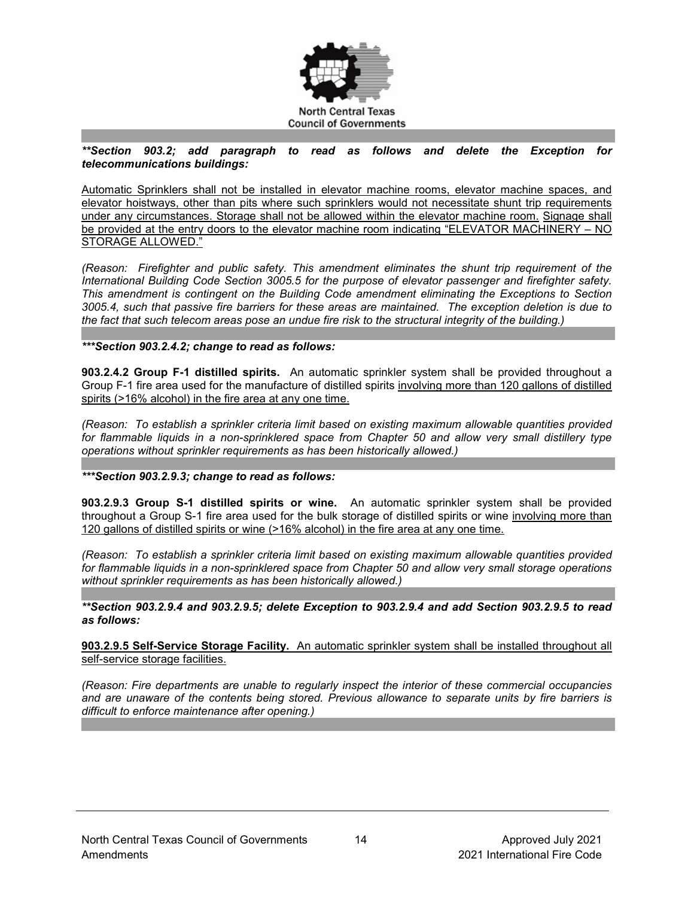***\*\*Section 903.2; add paragraph to read as follows and delete the Exception for telecommunications buildings:***

<u>Automatic Sprinklers shall not be installed in elevator machine rooms, elevator machine spaces, and elevator hoistways, other than pits where such sprinklers would not necessitate shunt trip requirements under any circumstances. Storage shall not be allowed within the elevator machine room.</u> <u>Signage shall be provided at the entry doors to the elevator machine room indicating "ELEVATOR MACHINERY – NO STORAGE ALLOWED."</u>

*(Reason: Firefighter and public safety. This amendment eliminates the shunt trip requirement of the International Building Code Section 3005.5 for the purpose of elevator passenger and firefighter safety. This amendment is contingent on the Building Code amendment eliminating the Exceptions to Section 3005.4, such that passive fire barriers for these areas are maintained. The exception deletion is due to the fact that such telecom areas pose an undue fire risk to the structural integrity of the building.)*

***\*\*\*Section 903.2.4.2; change to read as follows:***

**903.2.4.2 Group F-1 distilled spirits.** An automatic sprinkler system shall be provided throughout a Group F-1 fire area used for the manufacture of distilled spirits <u>involving more than 120 gallons of distilled spirits (>16% alcohol) in the fire area at any one time.</u>

*(Reason: To establish a sprinkler criteria limit based on existing maximum allowable quantities provided for flammable liquids in a non-sprinklered space from Chapter 50 and allow very small distillery type operations without sprinkler requirements as has been historically allowed.)*

***\*\*\*Section 903.2.9.3; change to read as follows:***

**903.2.9.3 Group S-1 distilled spirits or wine.** An automatic sprinkler system shall be provided throughout a Group S-1 fire area used for the bulk storage of distilled spirits or wine <u>involving more than 120 gallons of distilled spirits or wine (>16% alcohol) in the fire area at any one time.</u>

*(Reason: To establish a sprinkler criteria limit based on existing maximum allowable quantities provided for flammable liquids in a non-sprinklered space from Chapter 50 and allow very small storage operations without sprinkler requirements as has been historically allowed.)*

***\*\*Section 903.2.9.4 and 903.2.9.5; delete Exception to 903.2.9.4 and add Section 903.2.9.5 to read as follows:***

<u>**903.2.9.5 Self-Service Storage Facility.** An automatic sprinkler system shall be installed throughout all self-service storage facilities.</u>

*(Reason: Fire departments are unable to regularly inspect the interior of these commercial occupancies and are unaware of the contents being stored. Previous allowance to separate units by fire barriers is difficult to enforce maintenance after opening.)*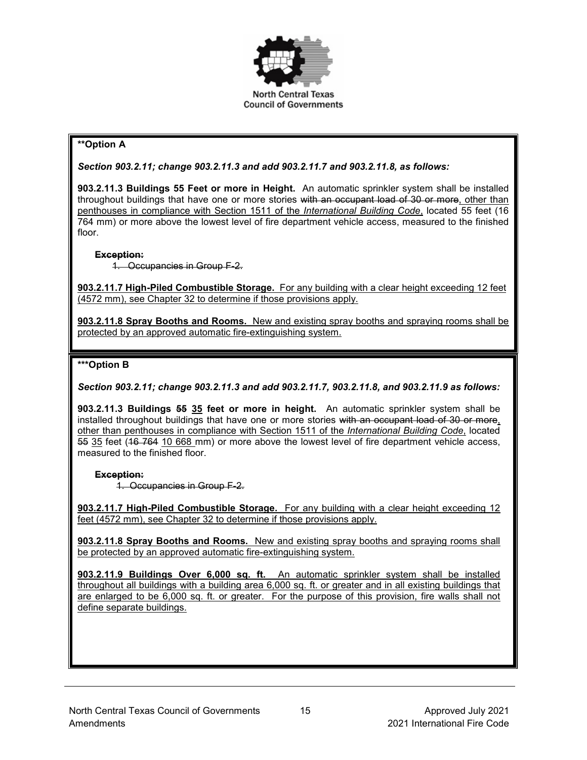**\*\*Option A**

***Section 903.2.11; change 903.2.11.3 and add 903.2.11.7 and 903.2.11.8, as follows:***

**903.2.11.3 Buildings 55 Feet or more in Height.** An automatic sprinkler system shall be installed throughout buildings that have one or more stories ~~with an occupant load of 30 or more~~, <u>other than penthouses in compliance with Section 1511 of the *International Building Code*</u>, located 55 feet (16 764 mm) or more above the lowest level of fire department vehicle access, measured to the finished floor.

~~**Exception:**~~

~~1. Occupancies in Group F-2.~~

<u>**903.2.11.7 High-Piled Combustible Storage.** For any building with a clear height exceeding 12 feet (4572 mm), see Chapter 32 to determine if those provisions apply.</u>

<u>**903.2.11.8 Spray Booths and Rooms.** New and existing spray booths and spraying rooms shall be protected by an approved automatic fire-extinguishing system.</u>

**\*\*\*Option B**

***Section 903.2.11; change 903.2.11.3 and add 903.2.11.7, 903.2.11.8, and 903.2.11.9 as follows:***

**903.2.11.3 Buildings ~~55~~ <u>35</u> feet or more in height.** An automatic sprinkler system shall be installed throughout buildings that have one or more stories ~~with an occupant load of 30 or more~~, <u>other than penthouses in compliance with Section 1511 of the *International Building Code*</u>, located ~~55~~ <u>35</u> feet (~~16 764~~ <u>10 668</u> mm) or more above the lowest level of fire department vehicle access, measured to the finished floor.

~~**Exception:**~~

~~1. Occupancies in Group F-2.~~

<u>**903.2.11.7 High-Piled Combustible Storage.** For any building with a clear height exceeding 12 feet (4572 mm), see Chapter 32 to determine if those provisions apply.</u>

<u>**903.2.11.8 Spray Booths and Rooms.** New and existing spray booths and spraying rooms shall be protected by an approved automatic fire-extinguishing system.</u>

<u>**903.2.11.9 Buildings Over 6,000 sq. ft.** An automatic sprinkler system shall be installed throughout all buildings with a building area 6,000 sq. ft. or greater and in all existing buildings that are enlarged to be 6,000 sq. ft. or greater. For the purpose of this provision, fire walls shall not define separate buildings.</u>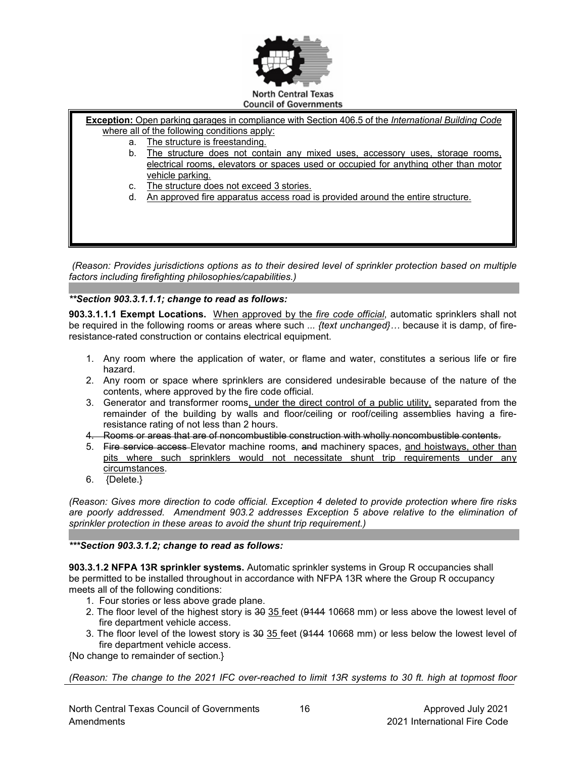**Exception:** Open parking garages in compliance with Section 406.5 of the *International Building Code* where all of the following conditions apply:

a. The structure is freestanding.
b. The structure does not contain any mixed uses, accessory uses, storage rooms, electrical rooms, elevators or spaces used or occupied for anything other than motor vehicle parking.
c. The structure does not exceed 3 stories.
d. An approved fire apparatus access road is provided around the entire structure.

*(Reason: Provides jurisdictions options as to their desired level of sprinkler protection based on multiple factors including firefighting philosophies/capabilities.)*

***\*\*Section 903.3.1.1.1; change to read as follows:***

**903.3.1.1.1 Exempt Locations.** When approved by the *fire code official*, automatic sprinklers shall not be required in the following rooms or areas where such ... *{text unchanged}…* because it is damp, of fire-resistance-rated construction or contains electrical equipment.

1. Any room where the application of water, or flame and water, constitutes a serious life or fire hazard.
2. Any room or space where sprinklers are considered undesirable because of the nature of the contents, where approved by the fire code official.
3. Generator and transformer rooms, under the direct control of a public utility, separated from the remainder of the building by walls and floor/ceiling or roof/ceiling assemblies having a fire-resistance rating of not less than 2 hours.
4. ~~Rooms or areas that are of noncombustible construction with wholly noncombustible contents.~~
5. ~~Fire service access~~ Elevator machine rooms, ~~and~~ machinery spaces, and hoistways, other than pits where such sprinklers would not necessitate shunt trip requirements under any circumstances.
6. {Delete.}

*(Reason: Gives more direction to code official. Exception 4 deleted to provide protection where fire risks are poorly addressed. Amendment 903.2 addresses Exception 5 above relative to the elimination of sprinkler protection in these areas to avoid the shunt trip requirement.)*

***\*\*\*Section 903.3.1.2; change to read as follows:***

**903.3.1.2 NFPA 13R sprinkler systems.** Automatic sprinkler systems in Group R occupancies shall be permitted to be installed throughout in accordance with NFPA 13R where the Group R occupancy meets all of the following conditions:

1. Four stories or less above grade plane.
2. The floor level of the highest story is ~~30~~ 35 feet (~~9144~~ 10668 mm) or less above the lowest level of fire department vehicle access.
3. The floor level of the lowest story is ~~30~~ 35 feet (~~9144~~ 10668 mm) or less below the lowest level of fire department vehicle access.

{No change to remainder of section.}

*(Reason: The change to the 2021 IFC over-reached to limit 13R systems to 30 ft. high at topmost floor*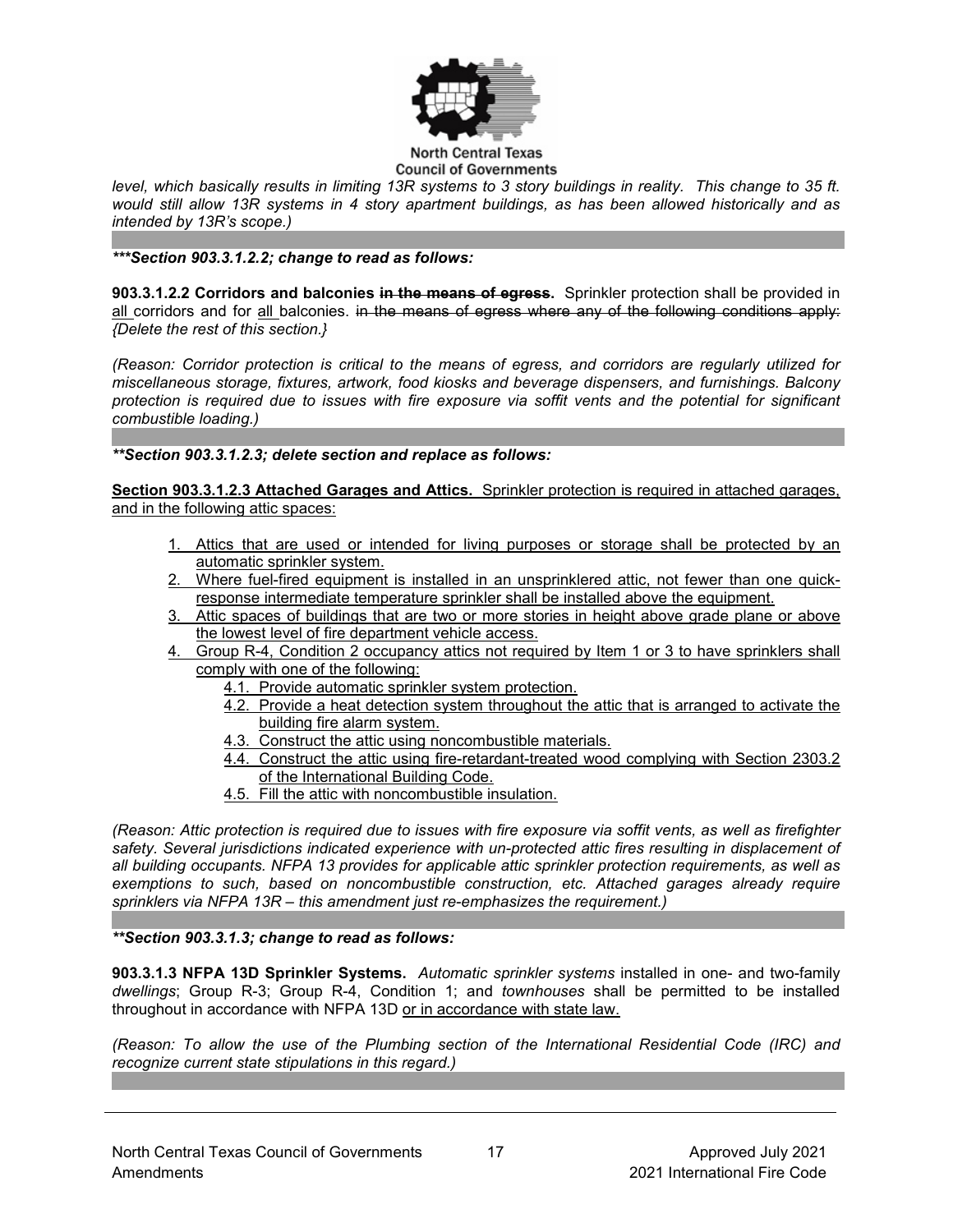*level, which basically results in limiting 13R systems to 3 story buildings in reality. This change to 35 ft. would still allow 13R systems in 4 story apartment buildings, as has been allowed historically and as intended by 13R's scope.)*

***\*\*\*Section 903.3.1.2.2; change to read as follows:***

**903.3.1.2.2 Corridors and balconies ~~in the means of egress~~.** Sprinkler protection shall be provided in <u>all</u> corridors and for <u>all</u> balconies. ~~in the means of egress where any of the following conditions apply:~~ *{Delete the rest of this section.}*

*(Reason: Corridor protection is critical to the means of egress, and corridors are regularly utilized for miscellaneous storage, fixtures, artwork, food kiosks and beverage dispensers, and furnishings. Balcony protection is required due to issues with fire exposure via soffit vents and the potential for significant combustible loading.)*

***\*\*Section 903.3.1.2.3; delete section and replace as follows:***

<u>**Section 903.3.1.2.3 Attached Garages and Attics.** Sprinkler protection is required in attached garages, and in the following attic spaces:</u>

1. <u>Attics that are used or intended for living purposes or storage shall be protected by an automatic sprinkler system.</u>
2. <u>Where fuel-fired equipment is installed in an unsprinklered attic, not fewer than one quick-response intermediate temperature sprinkler shall be installed above the equipment.</u>
3. <u>Attic spaces of buildings that are two or more stories in height above grade plane or above the lowest level of fire department vehicle access.</u>
4. <u>Group R-4, Condition 2 occupancy attics not required by Item 1 or 3 to have sprinklers shall comply with one of the following:</u>
   - <u>4.1. Provide automatic sprinkler system protection.</u>
   - <u>4.2. Provide a heat detection system throughout the attic that is arranged to activate the building fire alarm system.</u>
   - <u>4.3. Construct the attic using noncombustible materials.</u>
   - <u>4.4. Construct the attic using fire-retardant-treated wood complying with Section 2303.2 of the International Building Code.</u>
   - <u>4.5. Fill the attic with noncombustible insulation.</u>

*(Reason: Attic protection is required due to issues with fire exposure via soffit vents, as well as firefighter safety. Several jurisdictions indicated experience with un-protected attic fires resulting in displacement of all building occupants. NFPA 13 provides for applicable attic sprinkler protection requirements, as well as exemptions to such, based on noncombustible construction, etc. Attached garages already require sprinklers via NFPA 13R – this amendment just re-emphasizes the requirement.)*

***\*\*Section 903.3.1.3; change to read as follows:***

**903.3.1.3 NFPA 13D Sprinkler Systems.** *Automatic sprinkler systems* installed in one- and two-family *dwellings*; Group R-3; Group R-4, Condition 1; and *townhouses* shall be permitted to be installed throughout in accordance with NFPA 13D <u>or in accordance with state law.</u>

*(Reason: To allow the use of the Plumbing section of the International Residential Code (IRC) and recognize current state stipulations in this regard.)*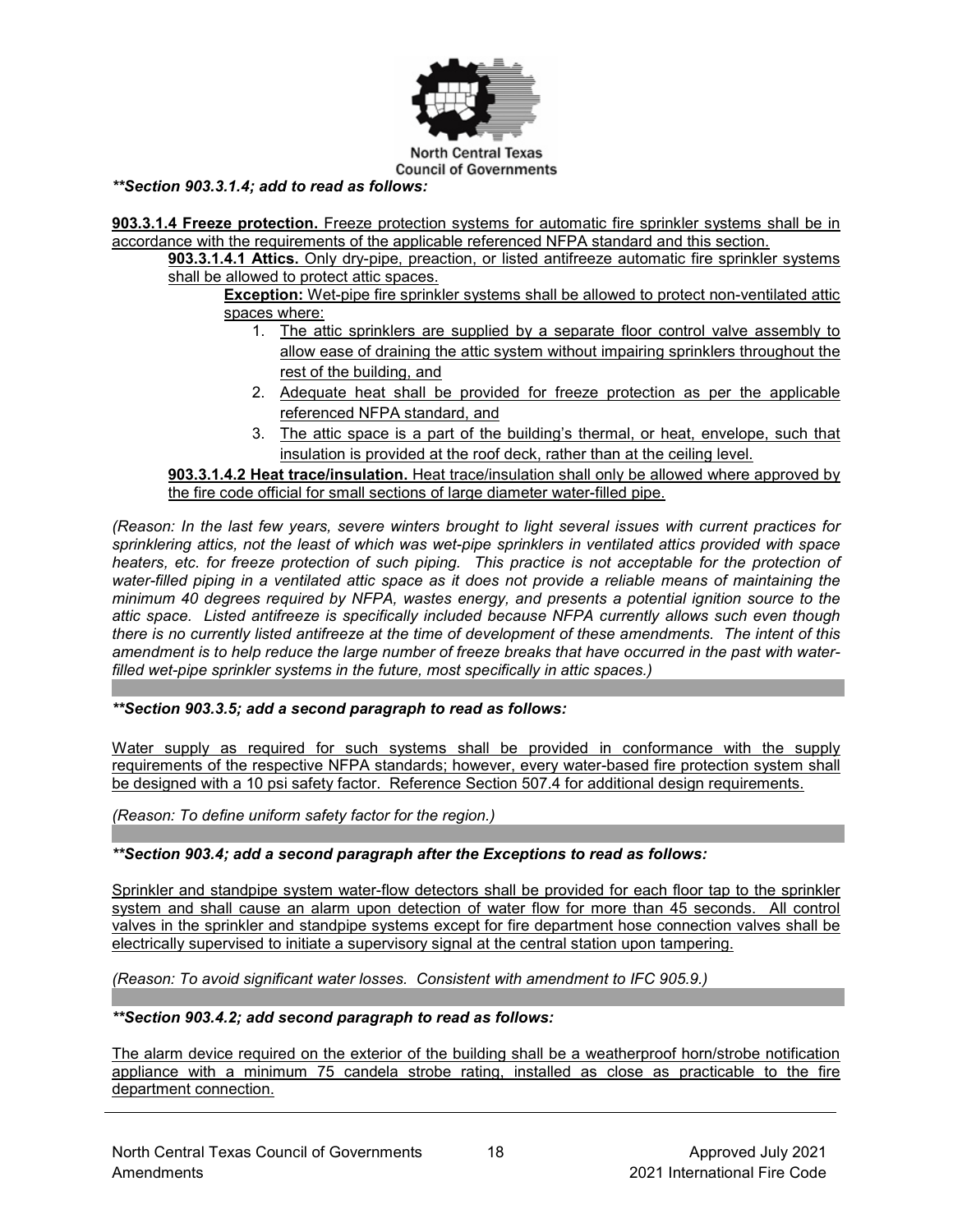***\*\*Section 903.3.1.4; add to read as follows:***

**903.3.1.4 Freeze protection.** Freeze protection systems for automatic fire sprinkler systems shall be in accordance with the requirements of the applicable referenced NFPA standard and this section.

**903.3.1.4.1 Attics.** Only dry-pipe, preaction, or listed antifreeze automatic fire sprinkler systems shall be allowed to protect attic spaces.

**Exception:** Wet-pipe fire sprinkler systems shall be allowed to protect non-ventilated attic spaces where:

1. The attic sprinklers are supplied by a separate floor control valve assembly to allow ease of draining the attic system without impairing sprinklers throughout the rest of the building, and
2. Adequate heat shall be provided for freeze protection as per the applicable referenced NFPA standard, and
3. The attic space is a part of the building's thermal, or heat, envelope, such that insulation is provided at the roof deck, rather than at the ceiling level.

**903.3.1.4.2 Heat trace/insulation.** Heat trace/insulation shall only be allowed where approved by the fire code official for small sections of large diameter water-filled pipe.

*(Reason: In the last few years, severe winters brought to light several issues with current practices for sprinklering attics, not the least of which was wet-pipe sprinklers in ventilated attics provided with space heaters, etc. for freeze protection of such piping. This practice is not acceptable for the protection of water-filled piping in a ventilated attic space as it does not provide a reliable means of maintaining the minimum 40 degrees required by NFPA, wastes energy, and presents a potential ignition source to the attic space. Listed antifreeze is specifically included because NFPA currently allows such even though there is no currently listed antifreeze at the time of development of these amendments. The intent of this amendment is to help reduce the large number of freeze breaks that have occurred in the past with water-filled wet-pipe sprinkler systems in the future, most specifically in attic spaces.)*

***\*\*Section 903.3.5; add a second paragraph to read as follows:***

Water supply as required for such systems shall be provided in conformance with the supply requirements of the respective NFPA standards; however, every water-based fire protection system shall be designed with a 10 psi safety factor. Reference Section 507.4 for additional design requirements.

*(Reason: To define uniform safety factor for the region.)*

***\*\*Section 903.4; add a second paragraph after the Exceptions to read as follows:***

Sprinkler and standpipe system water-flow detectors shall be provided for each floor tap to the sprinkler system and shall cause an alarm upon detection of water flow for more than 45 seconds. All control valves in the sprinkler and standpipe systems except for fire department hose connection valves shall be electrically supervised to initiate a supervisory signal at the central station upon tampering.

*(Reason: To avoid significant water losses. Consistent with amendment to IFC 905.9.)*

***\*\*Section 903.4.2; add second paragraph to read as follows:***

The alarm device required on the exterior of the building shall be a weatherproof horn/strobe notification appliance with a minimum 75 candela strobe rating, installed as close as practicable to the fire department connection.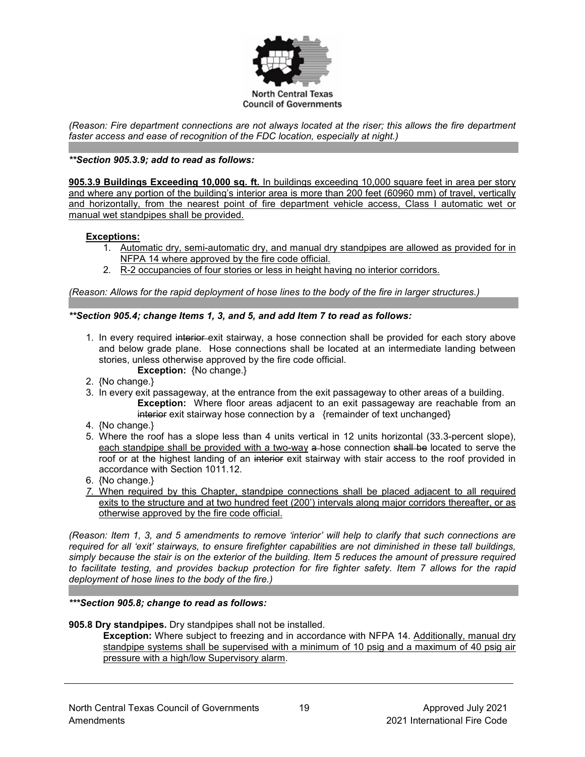*(Reason: Fire department connections are not always located at the riser; this allows the fire department faster access and ease of recognition of the FDC location, especially at night.)*

***\*\*Section 905.3.9; add to read as follows:***

<u>**905.3.9 Buildings Exceeding 10,000 sq. ft.** In buildings exceeding 10,000 square feet in area per story and where any portion of the building's interior area is more than 200 feet (60960 mm) of travel, vertically and horizontally, from the nearest point of fire department vehicle access, Class I automatic wet or manual wet standpipes shall be provided.</u>

<u>**Exceptions:**</u>

1. <u>Automatic dry, semi-automatic dry, and manual dry standpipes are allowed as provided for in NFPA 14 where approved by the fire code official.</u>
2. <u>R-2 occupancies of four stories or less in height having no interior corridors.</u>

*(Reason: Allows for the rapid deployment of hose lines to the body of the fire in larger structures.)*

***\*\*Section 905.4; change Items 1, 3, and 5, and add Item 7 to read as follows:***

1. In every required ~~interior~~ exit stairway, a hose connection shall be provided for each story above and below grade plane. Hose connections shall be located at an intermediate landing between stories, unless otherwise approved by the fire code official.
   **Exception:** {No change.}
2. {No change.}
3. In every exit passageway, at the entrance from the exit passageway to other areas of a building.
   **Exception:** Where floor areas adjacent to an exit passageway are reachable from an ~~interior~~ exit stairway hose connection by a {remainder of text unchanged}
4. {No change.}
5. Where the roof has a slope less than 4 units vertical in 12 units horizontal (33.3-percent slope), <u>each standpipe shall be provided with a two-way</u> ~~a~~ hose connection ~~shall be~~ located to serve the roof or at the highest landing of an ~~interior~~ exit stairway with stair access to the roof provided in accordance with Section 1011.12.
6. {No change.}
7. <u>When required by this Chapter, standpipe connections shall be placed adjacent to all required exits to the structure and at two hundred feet (200') intervals along major corridors thereafter, or as otherwise approved by the fire code official.</u>

*(Reason: Item 1, 3, and 5 amendments to remove 'interior' will help to clarify that such connections are required for all 'exit' stairways, to ensure firefighter capabilities are not diminished in these tall buildings, simply because the stair is on the exterior of the building. Item 5 reduces the amount of pressure required to facilitate testing, and provides backup protection for fire fighter safety. Item 7 allows for the rapid deployment of hose lines to the body of the fire.)*

***\*\*\*Section 905.8; change to read as follows:***

**905.8 Dry standpipes.** Dry standpipes shall not be installed.

**Exception:** Where subject to freezing and in accordance with NFPA 14. <u>Additionally, manual dry standpipe systems shall be supervised with a minimum of 10 psig and a maximum of 40 psig air pressure with a high/low Supervisory alarm</u>.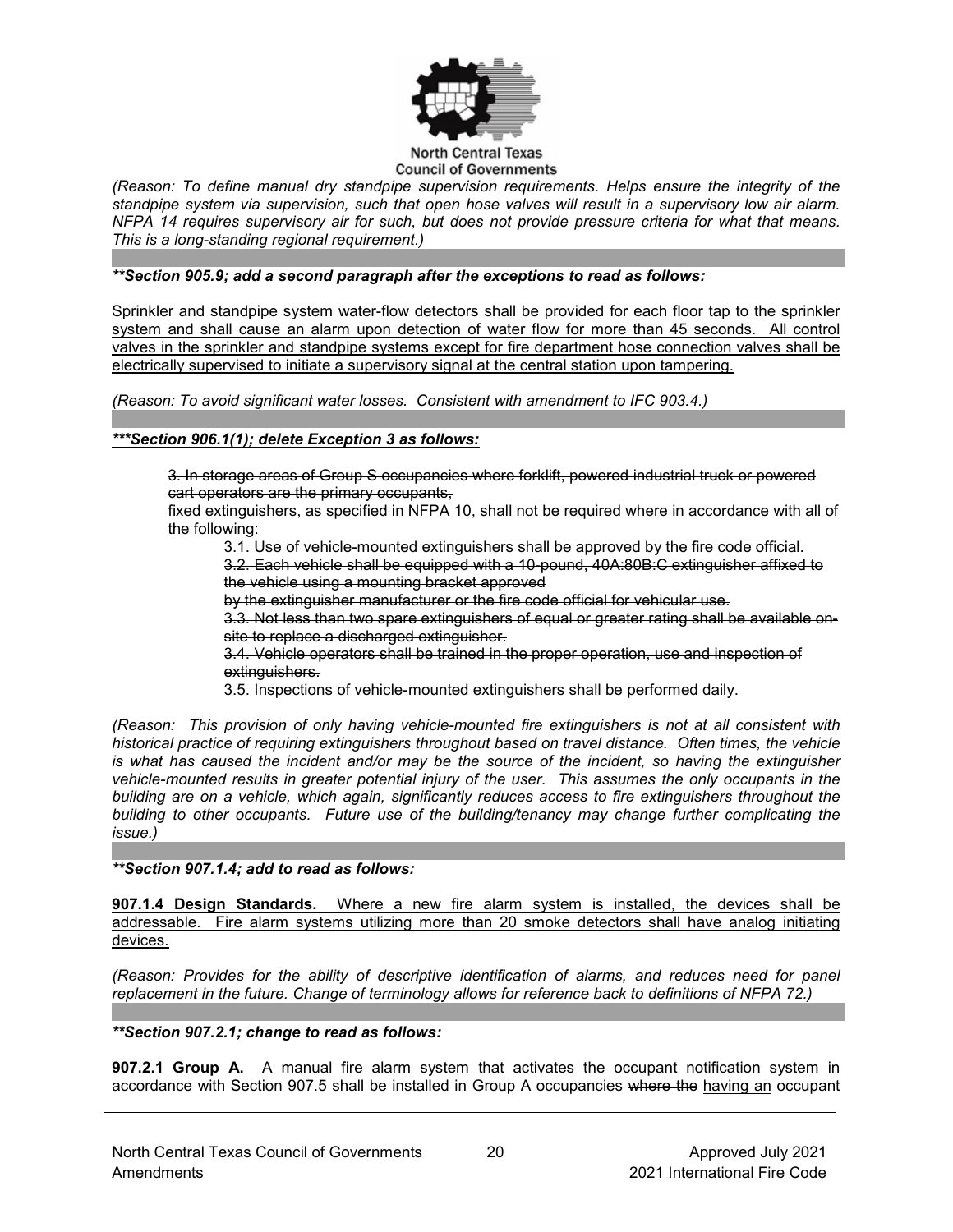*(Reason: To define manual dry standpipe supervision requirements. Helps ensure the integrity of the standpipe system via supervision, such that open hose valves will result in a supervisory low air alarm. NFPA 14 requires supervisory air for such, but does not provide pressure criteria for what that means. This is a long-standing regional requirement.)*

***\*\*Section 905.9; add a second paragraph after the exceptions to read as follows:***

<u>Sprinkler and standpipe system water-flow detectors shall be provided for each floor tap to the sprinkler system and shall cause an alarm upon detection of water flow for more than 45 seconds. All control valves in the sprinkler and standpipe systems except for fire department hose connection valves shall be electrically supervised to initiate a supervisory signal at the central station upon tampering.</u>

*(Reason: To avoid significant water losses. Consistent with amendment to IFC 903.4.)*

<u>***\*\*\*Section 906.1(1); delete Exception 3 as follows:***</u>

> ~~3. In storage areas of Group S occupancies where forklift, powered industrial truck or powered cart operators are the primary occupants,~~
> ~~fixed extinguishers, as specified in NFPA 10, shall not be required where in accordance with all of the following:~~
>
> > ~~3.1. Use of vehicle-mounted extinguishers shall be approved by the fire code official.~~
> > ~~3.2. Each vehicle shall be equipped with a 10-pound, 40A:80B:C extinguisher affixed to the vehicle using a mounting bracket approved~~
> > ~~by the extinguisher manufacturer or the fire code official for vehicular use.~~
> > ~~3.3. Not less than two spare extinguishers of equal or greater rating shall be available on-site to replace a discharged extinguisher.~~
> > ~~3.4. Vehicle operators shall be trained in the proper operation, use and inspection of extinguishers.~~
> > ~~3.5. Inspections of vehicle-mounted extinguishers shall be performed daily.~~

*(Reason: This provision of only having vehicle-mounted fire extinguishers is not at all consistent with historical practice of requiring extinguishers throughout based on travel distance. Often times, the vehicle is what has caused the incident and/or may be the source of the incident, so having the extinguisher vehicle-mounted results in greater potential injury of the user. This assumes the only occupants in the building are on a vehicle, which again, significantly reduces access to fire extinguishers throughout the building to other occupants. Future use of the building/tenancy may change further complicating the issue.)*

***\*\*Section 907.1.4; add to read as follows:***

<u>**907.1.4 Design Standards.** Where a new fire alarm system is installed, the devices shall be addressable. Fire alarm systems utilizing more than 20 smoke detectors shall have analog initiating devices.</u>

*(Reason: Provides for the ability of descriptive identification of alarms, and reduces need for panel replacement in the future. Change of terminology allows for reference back to definitions of NFPA 72.)*

***\*\*Section 907.2.1; change to read as follows:***

**907.2.1 Group A.** A manual fire alarm system that activates the occupant notification system in accordance with Section 907.5 shall be installed in Group A occupancies ~~where the~~ <u>having an</u> occupant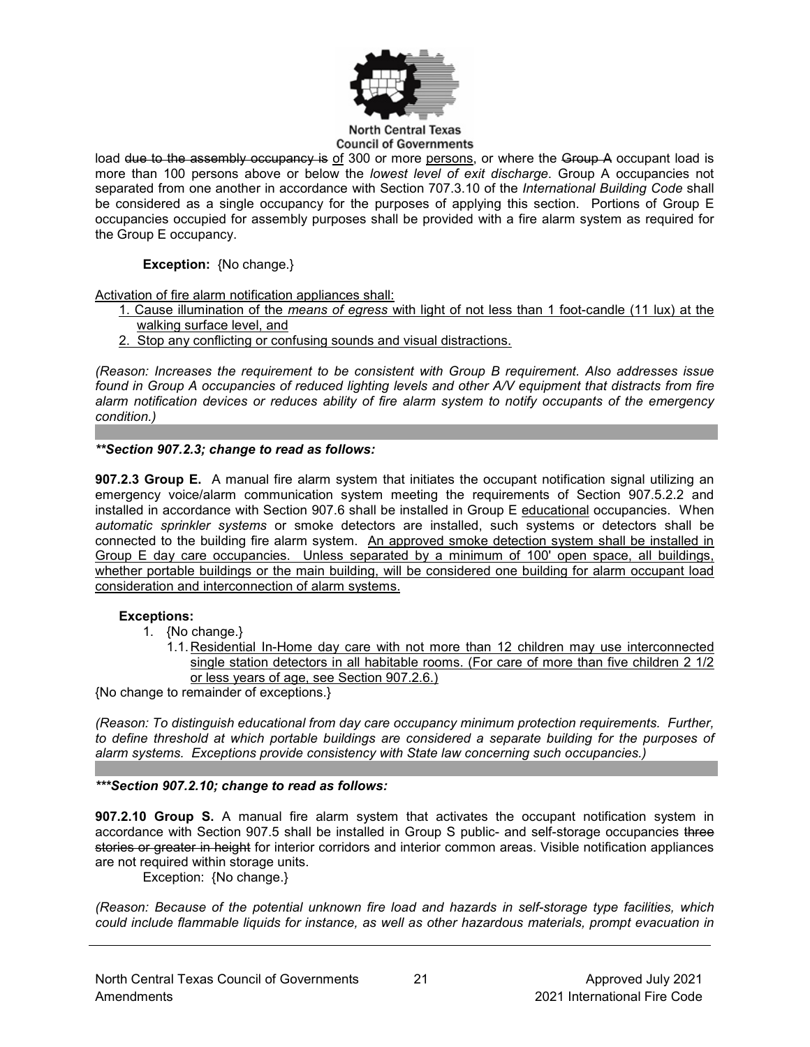load ~~due to the assembly occupancy is~~ <u>of</u> 300 or more <u>persons</u>, or where the ~~Group A~~ occupant load is more than 100 persons above or below the *lowest level of exit discharge*. Group A occupancies not separated from one another in accordance with Section 707.3.10 of the *International Building Code* shall be considered as a single occupancy for the purposes of applying this section. Portions of Group E occupancies occupied for assembly purposes shall be provided with a fire alarm system as required for the Group E occupancy.

**Exception:** {No change.}

<u>Activation of fire alarm notification appliances shall:</u>

1. <u>Cause illumination of the *means of egress* with light of not less than 1 foot-candle (11 lux) at the walking surface level, and</u>
2. <u>Stop any conflicting or confusing sounds and visual distractions.</u>

*(Reason: Increases the requirement to be consistent with Group B requirement. Also addresses issue found in Group A occupancies of reduced lighting levels and other A/V equipment that distracts from fire alarm notification devices or reduces ability of fire alarm system to notify occupants of the emergency condition.)*

***\*\*Section 907.2.3; change to read as follows:***

**907.2.3 Group E.** A manual fire alarm system that initiates the occupant notification signal utilizing an emergency voice/alarm communication system meeting the requirements of Section 907.5.2.2 and installed in accordance with Section 907.6 shall be installed in Group E <u>educational</u> occupancies. When *automatic sprinkler systems* or smoke detectors are installed, such systems or detectors shall be connected to the building fire alarm system. <u>An approved smoke detection system shall be installed in Group E day care occupancies. Unless separated by a minimum of 100' open space, all buildings, whether portable buildings or the main building, will be considered one building for alarm occupant load consideration and interconnection of alarm systems.</u>

**Exceptions:**

1. {No change.}
   
   1.1. <u>Residential In-Home day care with not more than 12 children may use interconnected single station detectors in all habitable rooms. (For care of more than five children 2 1/2 or less years of age, see Section 907.2.6.)</u>

{No change to remainder of exceptions.}

*(Reason: To distinguish educational from day care occupancy minimum protection requirements. Further, to define threshold at which portable buildings are considered a separate building for the purposes of alarm systems. Exceptions provide consistency with State law concerning such occupancies.)*

***\*\*\*Section 907.2.10; change to read as follows:***

**907.2.10 Group S.** A manual fire alarm system that activates the occupant notification system in accordance with Section 907.5 shall be installed in Group S public- and self-storage occupancies ~~three stories or greater in height~~ for interior corridors and interior common areas. Visible notification appliances are not required within storage units.

Exception: {No change.}

*(Reason: Because of the potential unknown fire load and hazards in self-storage type facilities, which could include flammable liquids for instance, as well as other hazardous materials, prompt evacuation in*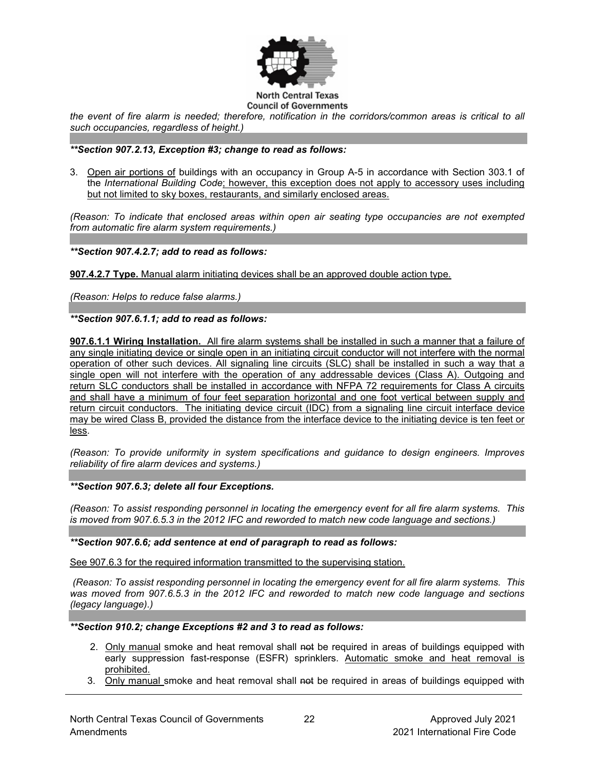*the event of fire alarm is needed; therefore, notification in the corridors/common areas is critical to all such occupancies, regardless of height.)*

***\*\*Section 907.2.13, Exception #3; change to read as follows:***

3. Open air portions of buildings with an occupancy in Group A-5 in accordance with Section 303.1 of the *International Building Code*; however, this exception does not apply to accessory uses including but not limited to sky boxes, restaurants, and similarly enclosed areas.

*(Reason: To indicate that enclosed areas within open air seating type occupancies are not exempted from automatic fire alarm system requirements.)*

***\*\*Section 907.4.2.7; add to read as follows:***

**907.4.2.7 Type.** Manual alarm initiating devices shall be an approved double action type.

*(Reason: Helps to reduce false alarms.)*

***\*\*Section 907.6.1.1; add to read as follows:***

**907.6.1.1 Wiring Installation.** All fire alarm systems shall be installed in such a manner that a failure of any single initiating device or single open in an initiating circuit conductor will not interfere with the normal operation of other such devices. All signaling line circuits (SLC) shall be installed in such a way that a single open will not interfere with the operation of any addressable devices (Class A). Outgoing and return SLC conductors shall be installed in accordance with NFPA 72 requirements for Class A circuits and shall have a minimum of four feet separation horizontal and one foot vertical between supply and return circuit conductors. The initiating device circuit (IDC) from a signaling line circuit interface device may be wired Class B, provided the distance from the interface device to the initiating device is ten feet or less.

*(Reason: To provide uniformity in system specifications and guidance to design engineers. Improves reliability of fire alarm devices and systems.)*

***\*\*Section 907.6.3; delete all four Exceptions.***

*(Reason: To assist responding personnel in locating the emergency event for all fire alarm systems. This is moved from 907.6.5.3 in the 2012 IFC and reworded to match new code language and sections.)*

***\*\*Section 907.6.6; add sentence at end of paragraph to read as follows:***

See 907.6.3 for the required information transmitted to the supervising station.

*(Reason: To assist responding personnel in locating the emergency event for all fire alarm systems. This was moved from 907.6.5.3 in the 2012 IFC and reworded to match new code language and sections (legacy language).)*

***\*\*Section 910.2; change Exceptions #2 and 3 to read as follows:***

2. Only manual smoke and heat removal shall ~~not~~ be required in areas of buildings equipped with early suppression fast-response (ESFR) sprinklers. Automatic smoke and heat removal is prohibited.
3. Only manual smoke and heat removal shall ~~not~~ be required in areas of buildings equipped with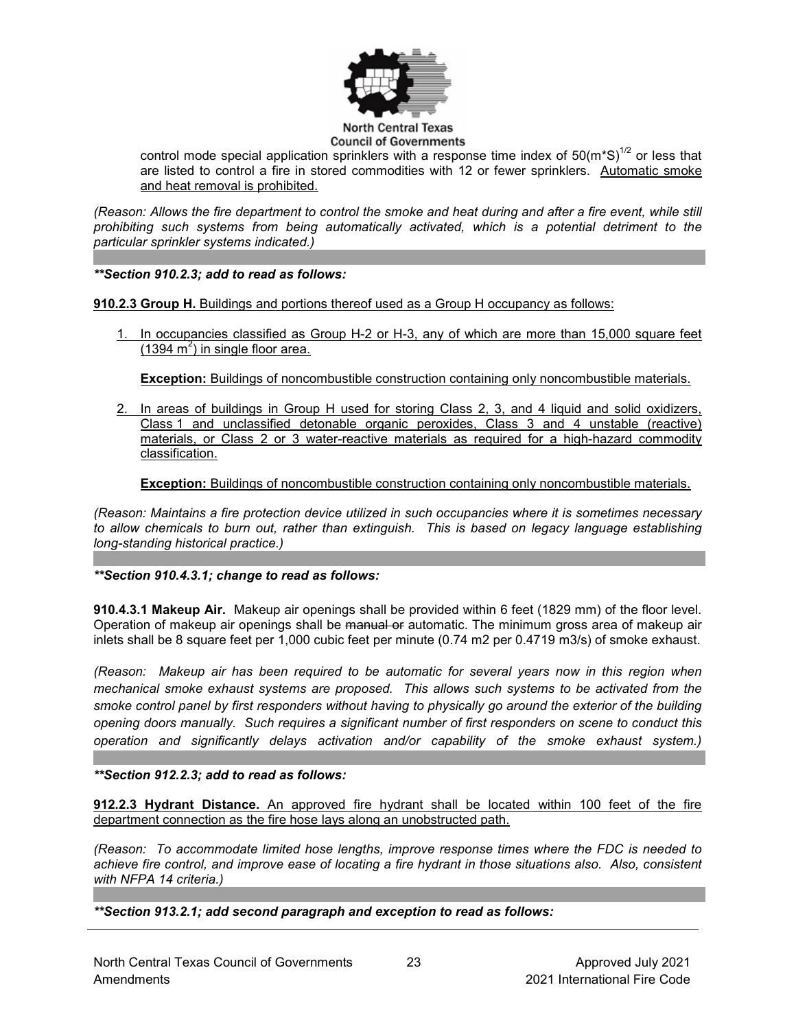control mode special application sprinklers with a response time index of $50(m*S)^{1/2}$ or less that are listed to control a fire in stored commodities with 12 or fewer sprinklers. <u>Automatic smoke and heat removal is prohibited.</u>

*(Reason: Allows the fire department to control the smoke and heat during and after a fire event, while still prohibiting such systems from being automatically activated, which is a potential detriment to the particular sprinkler systems indicated.)*

***\*\*Section 910.2.3; add to read as follows:***

<u>**910.2.3 Group H.** Buildings and portions thereof used as a Group H occupancy as follows:</u>

1. <u>In occupancies classified as Group H-2 or H-3, any of which are more than 15,000 square feet (1394 $m^2$) in single floor area.</u>

   <u>**Exception:** Buildings of noncombustible construction containing only noncombustible materials.</u>

2. <u>In areas of buildings in Group H used for storing Class 2, 3, and 4 liquid and solid oxidizers, Class 1 and unclassified detonable organic peroxides, Class 3 and 4 unstable (reactive) materials, or Class 2 or 3 water-reactive materials as required for a high-hazard commodity classification.</u>

   <u>**Exception:** Buildings of noncombustible construction containing only noncombustible materials.</u>

*(Reason: Maintains a fire protection device utilized in such occupancies where it is sometimes necessary to allow chemicals to burn out, rather than extinguish. This is based on legacy language establishing long-standing historical practice.)*

***\*\*Section 910.4.3.1; change to read as follows:***

**910.4.3.1 Makeup Air.** Makeup air openings shall be provided within 6 feet (1829 mm) of the floor level. Operation of makeup air openings shall be ~~manual or~~ automatic. The minimum gross area of makeup air inlets shall be 8 square feet per 1,000 cubic feet per minute (0.74 m2 per 0.4719 m3/s) of smoke exhaust.

*(Reason: Makeup air has been required to be automatic for several years now in this region when mechanical smoke exhaust systems are proposed. This allows such systems to be activated from the smoke control panel by first responders without having to physically go around the exterior of the building opening doors manually. Such requires a significant number of first responders on scene to conduct this operation and significantly delays activation and/or capability of the smoke exhaust system.)*

***\*\*Section 912.2.3; add to read as follows:***

<u>**912.2.3 Hydrant Distance.** An approved fire hydrant shall be located within 100 feet of the fire department connection as the fire hose lays along an unobstructed path.</u>

*(Reason: To accommodate limited hose lengths, improve response times where the FDC is needed to achieve fire control, and improve ease of locating a fire hydrant in those situations also. Also, consistent with NFPA 14 criteria.)*

***\*\*Section 913.2.1; add second paragraph and exception to read as follows:***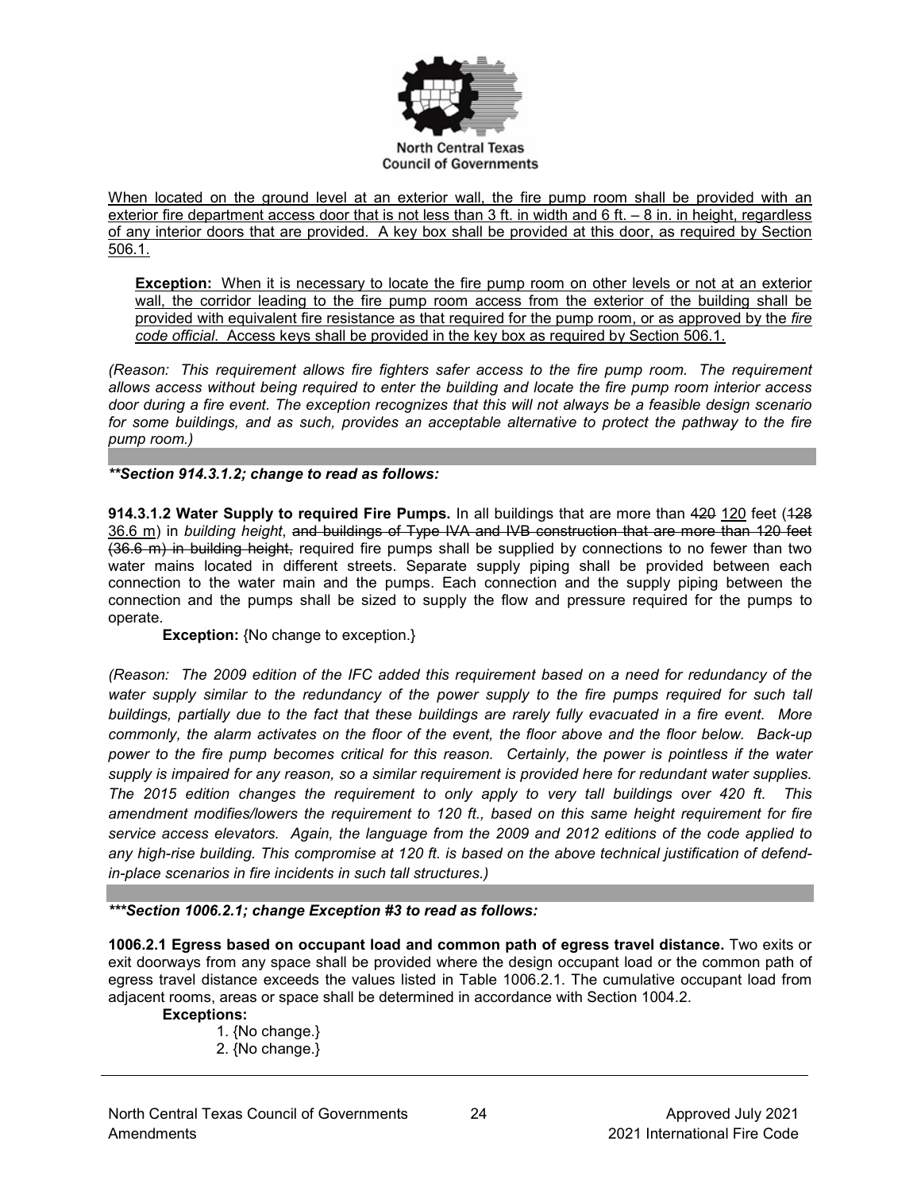When located on the ground level at an exterior wall, the fire pump room shall be provided with an exterior fire department access door that is not less than 3 ft. in width and 6 ft. – 8 in. in height, regardless of any interior doors that are provided. A key box shall be provided at this door, as required by Section 506.1.

> **Exception:** When it is necessary to locate the fire pump room on other levels or not at an exterior wall, the corridor leading to the fire pump room access from the exterior of the building shall be provided with equivalent fire resistance as that required for the pump room, or as approved by the *fire code official*. Access keys shall be provided in the key box as required by Section 506.1.

*(Reason: This requirement allows fire fighters safer access to the fire pump room. The requirement allows access without being required to enter the building and locate the fire pump room interior access door during a fire event. The exception recognizes that this will not always be a feasible design scenario for some buildings, and as such, provides an acceptable alternative to protect the pathway to the fire pump room.)*

***\*\*Section 914.3.1.2; change to read as follows:***

**914.3.1.2 Water Supply to required Fire Pumps.** In all buildings that are more than ~~420~~ 120 feet (~~128~~ 36.6 m) in *building height*, ~~and buildings of Type IVA and IVB construction that are more than 120 feet (36.6 m) in building height,~~ required fire pumps shall be supplied by connections to no fewer than two water mains located in different streets. Separate supply piping shall be provided between each connection to the water main and the pumps. Each connection and the supply piping between the connection and the pumps shall be sized to supply the flow and pressure required for the pumps to operate.

**Exception:** {No change to exception.}

*(Reason: The 2009 edition of the IFC added this requirement based on a need for redundancy of the water supply similar to the redundancy of the power supply to the fire pumps required for such tall buildings, partially due to the fact that these buildings are rarely fully evacuated in a fire event. More commonly, the alarm activates on the floor of the event, the floor above and the floor below. Back-up power to the fire pump becomes critical for this reason. Certainly, the power is pointless if the water supply is impaired for any reason, so a similar requirement is provided here for redundant water supplies. The 2015 edition changes the requirement to only apply to very tall buildings over 420 ft. This amendment modifies/lowers the requirement to 120 ft., based on this same height requirement for fire service access elevators. Again, the language from the 2009 and 2012 editions of the code applied to any high-rise building. This compromise at 120 ft. is based on the above technical justification of defend-in-place scenarios in fire incidents in such tall structures.)*

***\*\*\*Section 1006.2.1; change Exception #3 to read as follows:***

**1006.2.1 Egress based on occupant load and common path of egress travel distance.** Two exits or exit doorways from any space shall be provided where the design occupant load or the common path of egress travel distance exceeds the values listed in Table 1006.2.1. The cumulative occupant load from adjacent rooms, areas or space shall be determined in accordance with Section 1004.2.

**Exceptions:**

1. {No change.}
2. {No change.}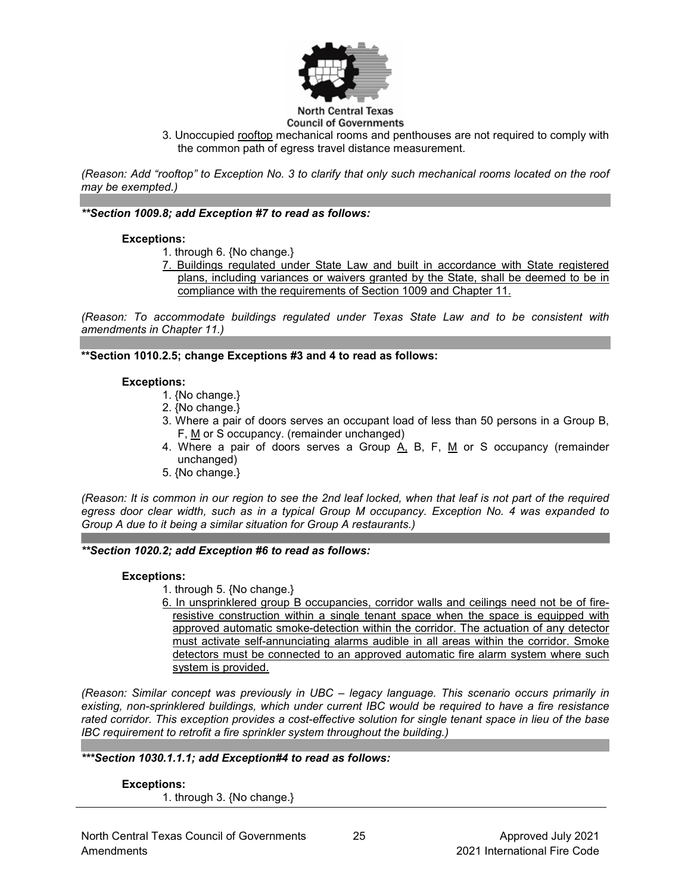3. Unoccupied <u>rooftop</u> mechanical rooms and penthouses are not required to comply with the common path of egress travel distance measurement.

*(Reason: Add "rooftop" to Exception No. 3 to clarify that only such mechanical rooms located on the roof may be exempted.)*

***\*\*Section 1009.8; add Exception #7 to read as follows:***

**Exceptions:**

1. through 6. {No change.}
7. <u>Buildings regulated under State Law and built in accordance with State registered plans, including variances or waivers granted by the State, shall be deemed to be in compliance with the requirements of Section 1009 and Chapter 11.</u>

*(Reason: To accommodate buildings regulated under Texas State Law and to be consistent with amendments in Chapter 11.)*

**\*\*Section 1010.2.5; change Exceptions #3 and 4 to read as follows:**

**Exceptions:**

1. {No change.}
2. {No change.}
3. Where a pair of doors serves an occupant load of less than 50 persons in a Group B, F, <u>M</u> or S occupancy. (remainder unchanged)
4. Where a pair of doors serves a Group <u>A,</u> B, F, <u>M</u> or S occupancy (remainder unchanged)
5. {No change.}

*(Reason: It is common in our region to see the 2nd leaf locked, when that leaf is not part of the required egress door clear width, such as in a typical Group M occupancy. Exception No. 4 was expanded to Group A due to it being a similar situation for Group A restaurants.)*

***\*\*Section 1020.2; add Exception #6 to read as follows:***

**Exceptions:**

1. through 5. {No change.}
6. <u>In unsprinklered group B occupancies, corridor walls and ceilings need not be of fire-resistive construction within a single tenant space when the space is equipped with approved automatic smoke-detection within the corridor. The actuation of any detector must activate self-annunciating alarms audible in all areas within the corridor. Smoke detectors must be connected to an approved automatic fire alarm system where such system is provided.</u>

*(Reason: Similar concept was previously in UBC – legacy language. This scenario occurs primarily in existing, non-sprinklered buildings, which under current IBC would be required to have a fire resistance rated corridor. This exception provides a cost-effective solution for single tenant space in lieu of the base IBC requirement to retrofit a fire sprinkler system throughout the building.)*

***\*\*\*Section 1030.1.1.1; add Exception#4 to read as follows:***

**Exceptions:**

1. through 3. {No change.}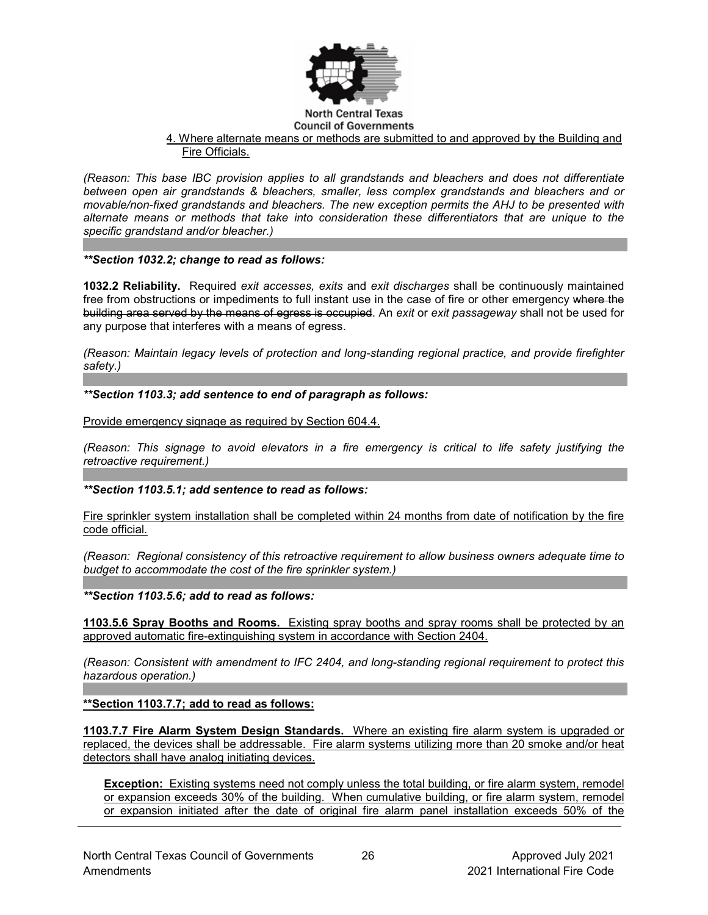<u>4. Where alternate means or methods are submitted to and approved by the Building and Fire Officials.</u>

*(Reason: This base IBC provision applies to all grandstands and bleachers and does not differentiate between open air grandstands & bleachers, smaller, less complex grandstands and bleachers and or movable/non-fixed grandstands and bleachers. The new exception permits the AHJ to be presented with alternate means or methods that take into consideration these differentiators that are unique to the specific grandstand and/or bleacher.)*

***\*\*Section 1032.2; change to read as follows:***

**1032.2 Reliability.** Required *exit accesses, exits* and *exit discharges* shall be continuously maintained free from obstructions or impediments to full instant use in the case of fire or other emergency ~~where the building area served by the means of egress is occupied~~. An *exit* or *exit passageway* shall not be used for any purpose that interferes with a means of egress.

*(Reason: Maintain legacy levels of protection and long-standing regional practice, and provide firefighter safety.)*

***\*\*Section 1103.3; add sentence to end of paragraph as follows:***

<u>Provide emergency signage as required by Section 604.4.</u>

*(Reason: This signage to avoid elevators in a fire emergency is critical to life safety justifying the retroactive requirement.)*

***\*\*Section 1103.5.1; add sentence to read as follows:***

<u>Fire sprinkler system installation shall be completed within 24 months from date of notification by the fire code official.</u>

*(Reason: Regional consistency of this retroactive requirement to allow business owners adequate time to budget to accommodate the cost of the fire sprinkler system.)*

***\*\*Section 1103.5.6; add to read as follows:***

<u>**1103.5.6 Spray Booths and Rooms.** Existing spray booths and spray rooms shall be protected by an approved automatic fire-extinguishing system in accordance with Section 2404.</u>

*(Reason: Consistent with amendment to IFC 2404, and long-standing regional requirement to protect this hazardous operation.)*

<u>**\*\*Section 1103.7.7; add to read as follows:**</u>

<u>**1103.7.7 Fire Alarm System Design Standards.** Where an existing fire alarm system is upgraded or replaced, the devices shall be addressable. Fire alarm systems utilizing more than 20 smoke and/or heat detectors shall have analog initiating devices.</u>

<u>**Exception:** Existing systems need not comply unless the total building, or fire alarm system, remodel or expansion exceeds 30% of the building. When cumulative building, or fire alarm system, remodel or expansion initiated after the date of original fire alarm panel installation exceeds 50% of the</u>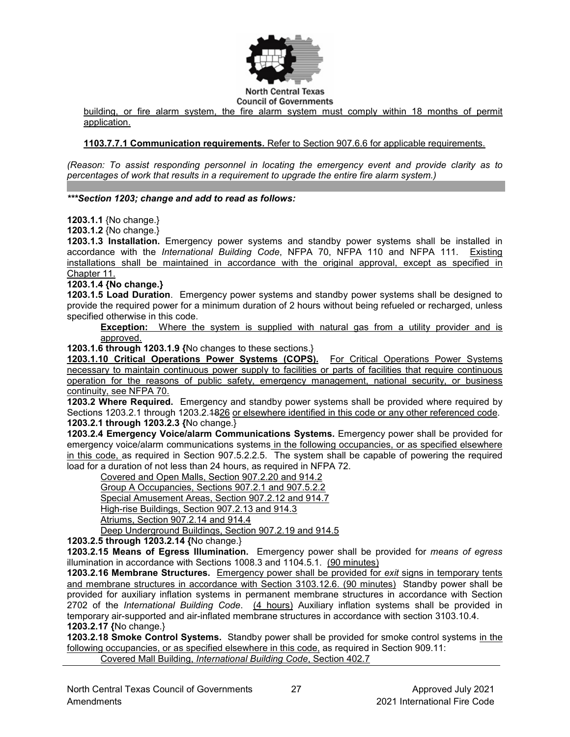building, or fire alarm system, the fire alarm system must comply within 18 months of permit application.

**1103.7.7.1 Communication requirements.** Refer to Section 907.6.6 for applicable requirements.

*(Reason: To assist responding personnel in locating the emergency event and provide clarity as to percentages of work that results in a requirement to upgrade the entire fire alarm system.)*

***\*\*\*Section 1203; change and add to read as follows:***

**1203.1.1** {No change.}
**1203.1.2** {No change.}
**1203.1.3 Installation.** Emergency power systems and standby power systems shall be installed in accordance with the *International Building Code*, NFPA 70, NFPA 110 and NFPA 111. Existing installations shall be maintained in accordance with the original approval, except as specified in Chapter 11.
**1203.1.4 {No change.}**
**1203.1.5 Load Duration**. Emergency power systems and standby power systems shall be designed to provide the required power for a minimum duration of 2 hours without being refueled or recharged, unless specified otherwise in this code.

**Exception:** Where the system is supplied with natural gas from a utility provider and is approved.

**1203.1.6 through 1203.1.9 {**No changes to these sections.}
**1203.1.10 Critical Operations Power Systems (COPS).** For Critical Operations Power Systems necessary to maintain continuous power supply to facilities or parts of facilities that require continuous operation for the reasons of public safety, emergency management, national security, or business continuity, see NFPA 70.
**1203.2 Where Required.** Emergency and standby power systems shall be provided where required by Sections 1203.2.1 through 1203.2.~~18~~26 or elsewhere identified in this code or any other referenced code.
**1203.2.1 through 1203.2.3 {**No change.}
**1203.2.4 Emergency Voice/alarm Communications Systems.** Emergency power shall be provided for emergency voice/alarm communications systems in the following occupancies, or as specified elsewhere in this code, as required in Section 907.5.2.2.5. The system shall be capable of powering the required load for a duration of not less than 24 hours, as required in NFPA 72.

Covered and Open Malls, Section 907.2.20 and 914.2
Group A Occupancies, Sections 907.2.1 and 907.5.2.2
Special Amusement Areas, Section 907.2.12 and 914.7
High-rise Buildings, Section 907.2.13 and 914.3
Atriums, Section 907.2.14 and 914.4
Deep Underground Buildings, Section 907.2.19 and 914.5

**1203.2.5 through 1203.2.14 {**No change.}
**1203.2.15 Means of Egress Illumination.** Emergency power shall be provided for *means of egress* illumination in accordance with Sections 1008.3 and 1104.5.1. (90 minutes)
**1203.2.16 Membrane Structures.** Emergency power shall be provided for *exit* signs in temporary tents and membrane structures in accordance with Section 3103.12.6. (90 minutes) Standby power shall be provided for auxiliary inflation systems in permanent membrane structures in accordance with Section 2702 of the *International Building Code*. (4 hours) Auxiliary inflation systems shall be provided in temporary air-supported and air-inflated membrane structures in accordance with section 3103.10.4.
**1203.2.17 {**No change.}
**1203.2.18 Smoke Control Systems.** Standby power shall be provided for smoke control systems in the following occupancies, or as specified elsewhere in this code, as required in Section 909.11:

Covered Mall Building, *International Building Code*, Section 402.7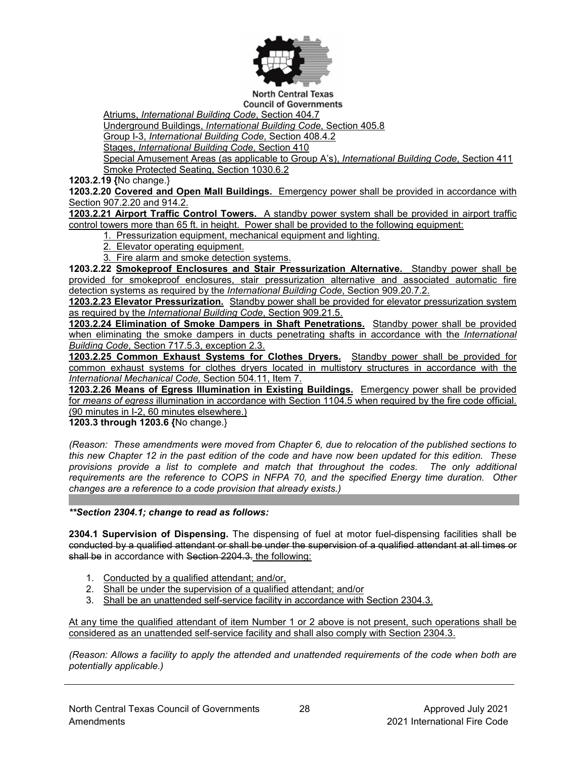Atriums, *International Building Code*, Section 404.7
Underground Buildings, *International Building Code*, Section 405.8
Group I-3, *International Building Code*, Section 408.4.2
Stages, *International Building Code*, Section 410
Special Amusement Areas (as applicable to Group A's), *International Building Code*, Section 411
Smoke Protected Seating, Section 1030.6.2

**1203.2.19 {**No change.}

**1203.2.20 Covered and Open Mall Buildings.** Emergency power shall be provided in accordance with Section 907.2.20 and 914.2.

**1203.2.21 Airport Traffic Control Towers.** A standby power system shall be provided in airport traffic control towers more than 65 ft. in height. Power shall be provided to the following equipment:

1. Pressurization equipment, mechanical equipment and lighting.
2. Elevator operating equipment.
3. Fire alarm and smoke detection systems.

**1203.2.22 Smokeproof Enclosures and Stair Pressurization Alternative.** Standby power shall be provided for smokeproof enclosures, stair pressurization alternative and associated automatic fire detection systems as required by the *International Building Code*, Section 909.20.7.2.

**1203.2.23 Elevator Pressurization.** Standby power shall be provided for elevator pressurization system as required by the *International Building Code*, Section 909.21.5.

**1203.2.24 Elimination of Smoke Dampers in Shaft Penetrations.** Standby power shall be provided when eliminating the smoke dampers in ducts penetrating shafts in accordance with the *International Building Code*, Section 717.5.3, exception 2.3.

**1203.2.25 Common Exhaust Systems for Clothes Dryers.** Standby power shall be provided for common exhaust systems for clothes dryers located in multistory structures in accordance with the *International Mechanical Code,* Section 504.11, Item 7.

**1203.2.26 Means of Egress Illumination in Existing Buildings.** Emergency power shall be provided for *means of egress* illumination in accordance with Section 1104.5 when required by the fire code official. (90 minutes in I-2, 60 minutes elsewhere.)

**1203.3 through 1203.6 {**No change.}

*(Reason: These amendments were moved from Chapter 6, due to relocation of the published sections to this new Chapter 12 in the past edition of the code and have now been updated for this edition. These provisions provide a list to complete and match that throughout the codes. The only additional requirements are the reference to COPS in NFPA 70, and the specified Energy time duration. Other changes are a reference to a code provision that already exists.)*

***\*\*Section 2304.1; change to read as follows:***

**2304.1 Supervision of Dispensing.** The dispensing of fuel at motor fuel-dispensing facilities shall be ~~conducted by a qualified attendant or shall be under the supervision of a qualified attendant at all times or shall be~~ in accordance with ~~Section 2204.3.~~ the following:

1. Conducted by a qualified attendant; and/or,
2. Shall be under the supervision of a qualified attendant; and/or
3. Shall be an unattended self-service facility in accordance with Section 2304.3.

At any time the qualified attendant of item Number 1 or 2 above is not present, such operations shall be considered as an unattended self-service facility and shall also comply with Section 2304.3.

*(Reason: Allows a facility to apply the attended and unattended requirements of the code when both are potentially applicable.)*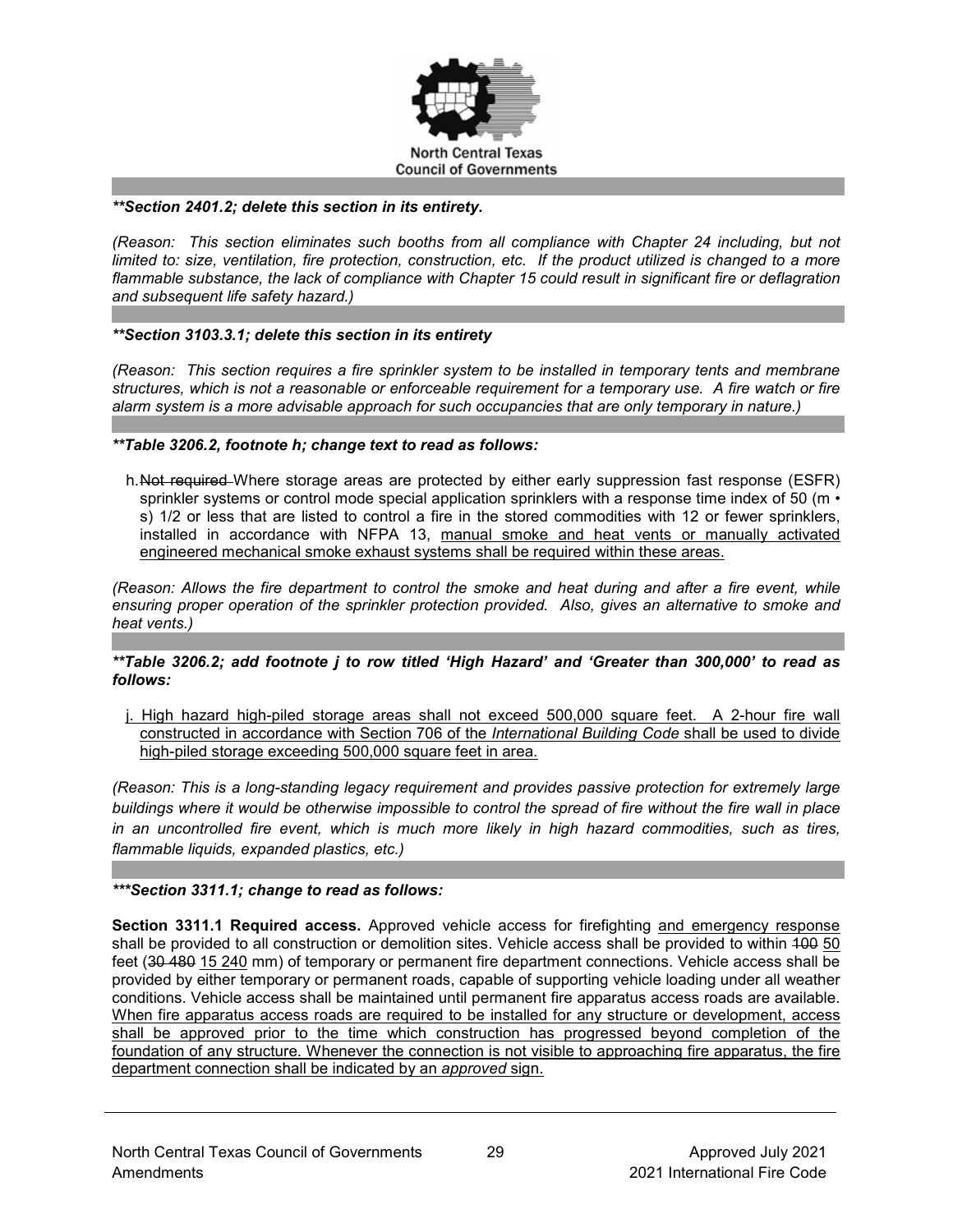***\*\*Section 2401.2; delete this section in its entirety.***

*(Reason: This section eliminates such booths from all compliance with Chapter 24 including, but not limited to: size, ventilation, fire protection, construction, etc. If the product utilized is changed to a more flammable substance, the lack of compliance with Chapter 15 could result in significant fire or deflagration and subsequent life safety hazard.)*

***\*\*Section 3103.3.1; delete this section in its entirety***

*(Reason: This section requires a fire sprinkler system to be installed in temporary tents and membrane structures, which is not a reasonable or enforceable requirement for a temporary use. A fire watch or fire alarm system is a more advisable approach for such occupancies that are only temporary in nature.)*

***\*\*Table 3206.2, footnote h; change text to read as follows:***

h. ~~Not required~~ Where storage areas are protected by either early suppression fast response (ESFR) sprinkler systems or control mode special application sprinklers with a response time index of 50 (m • s) 1/2 or less that are listed to control a fire in the stored commodities with 12 or fewer sprinklers, installed in accordance with NFPA 13, <u>manual smoke and heat vents or manually activated engineered mechanical smoke exhaust systems shall be required within these areas.</u>

*(Reason: Allows the fire department to control the smoke and heat during and after a fire event, while ensuring proper operation of the sprinkler protection provided. Also, gives an alternative to smoke and heat vents.)*

***\*\*Table 3206.2; add footnote j to row titled 'High Hazard' and 'Greater than 300,000' to read as follows:***

<u>j. High hazard high-piled storage areas shall not exceed 500,000 square feet. A 2-hour fire wall constructed in accordance with Section 706 of the *International Building Code* shall be used to divide high-piled storage exceeding 500,000 square feet in area.</u>

*(Reason: This is a long-standing legacy requirement and provides passive protection for extremely large buildings where it would be otherwise impossible to control the spread of fire without the fire wall in place in an uncontrolled fire event, which is much more likely in high hazard commodities, such as tires, flammable liquids, expanded plastics, etc.)*

***\*\*\*Section 3311.1; change to read as follows:***

**Section 3311.1 Required access.** Approved vehicle access for firefighting <u>and emergency response</u> shall be provided to all construction or demolition sites. Vehicle access shall be provided to within ~~100~~ <u>50</u> feet (~~30 480~~ <u>15 240</u> mm) of temporary or permanent fire department connections. Vehicle access shall be provided by either temporary or permanent roads, capable of supporting vehicle loading under all weather conditions. Vehicle access shall be maintained until permanent fire apparatus access roads are available. <u>When fire apparatus access roads are required to be installed for any structure or development, access shall be approved prior to the time which construction has progressed beyond completion of the foundation of any structure. Whenever the connection is not visible to approaching fire apparatus, the fire department connection shall be indicated by an *approved* sign.</u>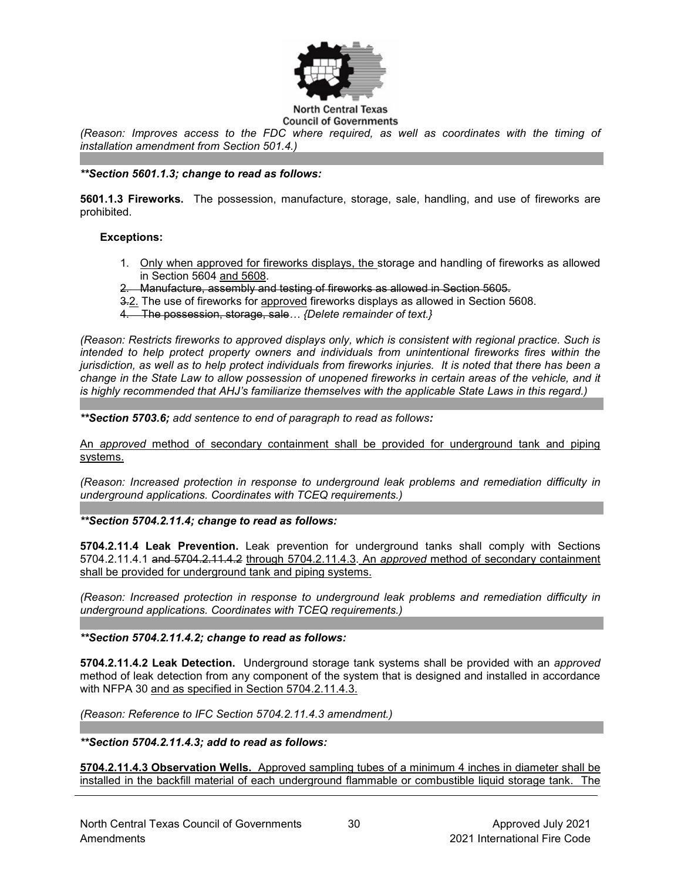*(Reason: Improves access to the FDC where required, as well as coordinates with the timing of installation amendment from Section 501.4.)*

***\*\*Section 5601.1.3; change to read as follows:***

**5601.1.3 Fireworks.** The possession, manufacture, storage, sale, handling, and use of fireworks are prohibited.

**Exceptions:**

1. <u>Only when approved for fireworks displays, the</u> storage and handling of fireworks as allowed in Section 5604 <u>and 5608</u>.
2. ~~Manufacture, assembly and testing of fireworks as allowed in Section 5605.~~

~~3.~~<u>2.</u> The use of fireworks for <u>approved</u> fireworks displays as allowed in Section 5608.

~~4. The possession, storage, sale~~… *{Delete remainder of text.}*

*(Reason: Restricts fireworks to approved displays only, which is consistent with regional practice. Such is intended to help protect property owners and individuals from unintentional fireworks fires within the jurisdiction, as well as to help protect individuals from fireworks injuries. It is noted that there has been a change in the State Law to allow possession of unopened fireworks in certain areas of the vehicle, and it is highly recommended that AHJ's familiarize themselves with the applicable State Laws in this regard.)*

***\*\*Section 5703.6;*** *add sentence to end of paragraph to read as follows:*

<u>An *approved* method of secondary containment shall be provided for underground tank and piping systems.</u>

*(Reason: Increased protection in response to underground leak problems and remediation difficulty in underground applications. Coordinates with TCEQ requirements.)*

***\*\*Section 5704.2.11.4; change to read as follows:***

**5704.2.11.4 Leak Prevention.** Leak prevention for underground tanks shall comply with Sections 5704.2.11.4.1 ~~and 5704.2.11.4.2~~ <u>through 5704.2.11.4.3. An *approved* method of secondary containment shall be provided for underground tank and piping systems.</u>

*(Reason: Increased protection in response to underground leak problems and remediation difficulty in underground applications. Coordinates with TCEQ requirements.)*

***\*\*Section 5704.2.11.4.2; change to read as follows:***

**5704.2.11.4.2 Leak Detection.** Underground storage tank systems shall be provided with an *approved* method of leak detection from any component of the system that is designed and installed in accordance with NFPA 30 <u>and as specified in Section 5704.2.11.4.3.</u>

*(Reason: Reference to IFC Section 5704.2.11.4.3 amendment.)*

***\*\*Section 5704.2.11.4.3; add to read as follows:***

<u>**5704.2.11.4.3 Observation Wells.** Approved sampling tubes of a minimum 4 inches in diameter shall be installed in the backfill material of each underground flammable or combustible liquid storage tank. The</u>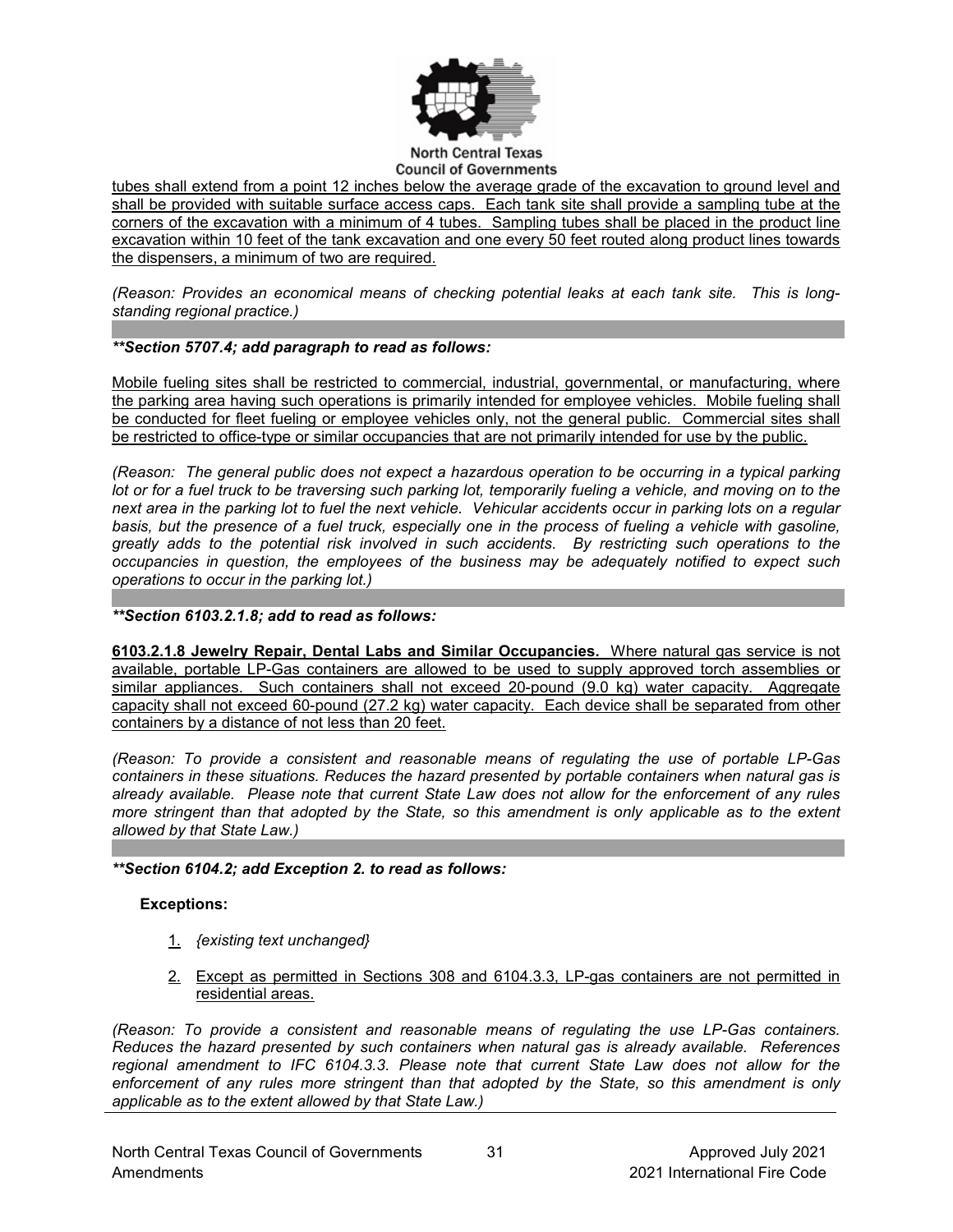tubes shall extend from a point 12 inches below the average grade of the excavation to ground level and shall be provided with suitable surface access caps. Each tank site shall provide a sampling tube at the corners of the excavation with a minimum of 4 tubes. Sampling tubes shall be placed in the product line excavation within 10 feet of the tank excavation and one every 50 feet routed along product lines towards the dispensers, a minimum of two are required.

*(Reason: Provides an economical means of checking potential leaks at each tank site. This is long-standing regional practice.)*

***\*\*Section 5707.4; add paragraph to read as follows:***

Mobile fueling sites shall be restricted to commercial, industrial, governmental, or manufacturing, where the parking area having such operations is primarily intended for employee vehicles. Mobile fueling shall be conducted for fleet fueling or employee vehicles only, not the general public. Commercial sites shall be restricted to office-type or similar occupancies that are not primarily intended for use by the public.

*(Reason: The general public does not expect a hazardous operation to be occurring in a typical parking lot or for a fuel truck to be traversing such parking lot, temporarily fueling a vehicle, and moving on to the next area in the parking lot to fuel the next vehicle. Vehicular accidents occur in parking lots on a regular basis, but the presence of a fuel truck, especially one in the process of fueling a vehicle with gasoline, greatly adds to the potential risk involved in such accidents. By restricting such operations to the occupancies in question, the employees of the business may be adequately notified to expect such operations to occur in the parking lot.)*

***\*\*Section 6103.2.1.8; add to read as follows:***

**6103.2.1.8 Jewelry Repair, Dental Labs and Similar Occupancies.** Where natural gas service is not available, portable LP-Gas containers are allowed to be used to supply approved torch assemblies or similar appliances. Such containers shall not exceed 20-pound (9.0 kg) water capacity. Aggregate capacity shall not exceed 60-pound (27.2 kg) water capacity. Each device shall be separated from other containers by a distance of not less than 20 feet.

*(Reason: To provide a consistent and reasonable means of regulating the use of portable LP-Gas containers in these situations. Reduces the hazard presented by portable containers when natural gas is already available. Please note that current State Law does not allow for the enforcement of any rules more stringent than that adopted by the State, so this amendment is only applicable as to the extent allowed by that State Law.)*

***\*\*Section 6104.2; add Exception 2. to read as follows:***

**Exceptions:**

1. *{existing text unchanged}*
2. Except as permitted in Sections 308 and 6104.3.3, LP-gas containers are not permitted in residential areas.

*(Reason: To provide a consistent and reasonable means of regulating the use LP-Gas containers. Reduces the hazard presented by such containers when natural gas is already available. References regional amendment to IFC 6104.3.3. Please note that current State Law does not allow for the enforcement of any rules more stringent than that adopted by the State, so this amendment is only applicable as to the extent allowed by that State Law.)*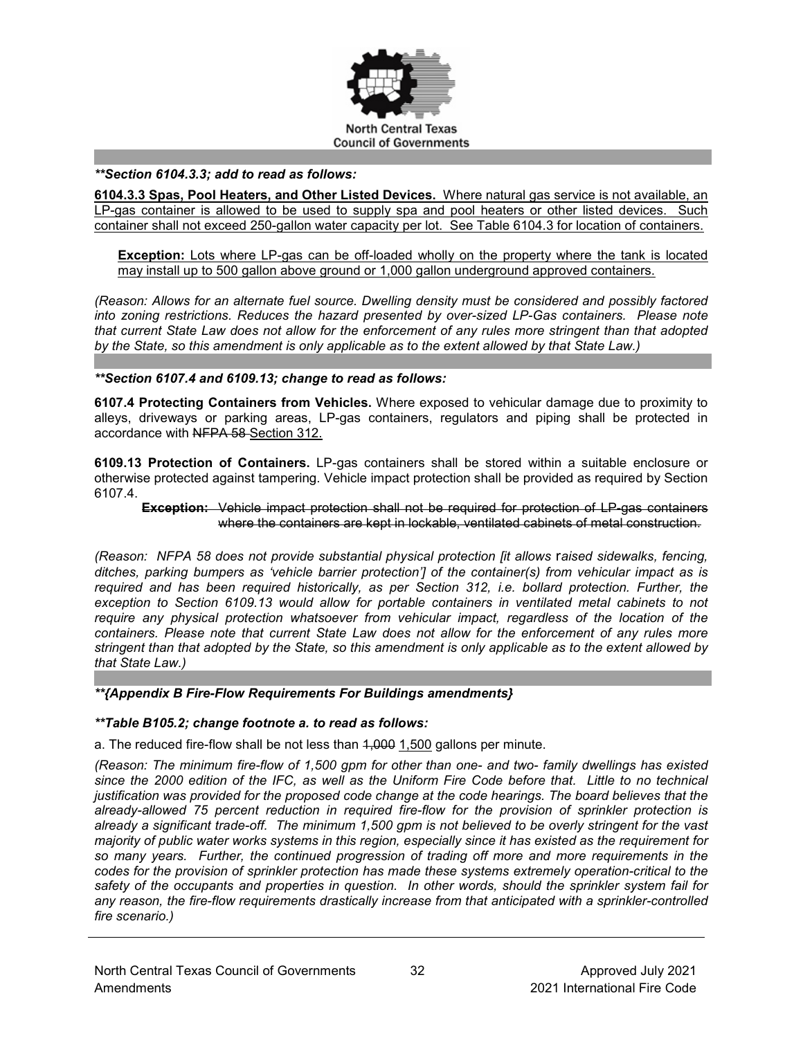***Section 6104.3.3; add to read as follows:**

<u>**6104.3.3 Spas, Pool Heaters, and Other Listed Devices.** Where natural gas service is not available, an LP-gas container is allowed to be used to supply spa and pool heaters or other listed devices. Such container shall not exceed 250-gallon water capacity per lot. See Table 6104.3 for location of containers.</u>

> <u>**Exception:** Lots where LP-gas can be off-loaded wholly on the property where the tank is located may install up to 500 gallon above ground or 1,000 gallon underground approved containers.</u>

*(Reason: Allows for an alternate fuel source. Dwelling density must be considered and possibly factored into zoning restrictions. Reduces the hazard presented by over-sized LP-Gas containers. Please note that current State Law does not allow for the enforcement of any rules more stringent than that adopted by the State, so this amendment is only applicable as to the extent allowed by that State Law.)*

***Section 6107.4 and 6109.13; change to read as follows:**

**6107.4 Protecting Containers from Vehicles.** Where exposed to vehicular damage due to proximity to alleys, driveways or parking areas, LP-gas containers, regulators and piping shall be protected in accordance with ~~NFPA 58~~ <u>Section 312.</u>

**6109.13 Protection of Containers.** LP-gas containers shall be stored within a suitable enclosure or otherwise protected against tampering. Vehicle impact protection shall be provided as required by Section 6107.4.

> ~~**Exception:** Vehicle impact protection shall not be required for protection of LP-gas containers where the containers are kept in lockable, ventilated cabinets of metal construction.~~

*(Reason: NFPA 58 does not provide substantial physical protection [it allows raised sidewalks, fencing, ditches, parking bumpers as 'vehicle barrier protection'] of the container(s) from vehicular impact as is required and has been required historically, as per Section 312, i.e. bollard protection. Further, the exception to Section 6109.13 would allow for portable containers in ventilated metal cabinets to not require any physical protection whatsoever from vehicular impact, regardless of the location of the containers. Please note that current State Law does not allow for the enforcement of any rules more stringent than that adopted by the State, so this amendment is only applicable as to the extent allowed by that State Law.)*

***{Appendix B Fire-Flow Requirements For Buildings amendments}**

***Table B105.2; change footnote a. to read as follows:**

a. The reduced fire-flow shall be not less than ~~1,000~~ <u>1,500</u> gallons per minute.

*(Reason: The minimum fire-flow of 1,500 gpm for other than one- and two- family dwellings has existed since the 2000 edition of the IFC, as well as the Uniform Fire Code before that. Little to no technical justification was provided for the proposed code change at the code hearings. The board believes that the already-allowed 75 percent reduction in required fire-flow for the provision of sprinkler protection is already a significant trade-off. The minimum 1,500 gpm is not believed to be overly stringent for the vast majority of public water works systems in this region, especially since it has existed as the requirement for so many years. Further, the continued progression of trading off more and more requirements in the codes for the provision of sprinkler protection has made these systems extremely operation-critical to the safety of the occupants and properties in question. In other words, should the sprinkler system fail for any reason, the fire-flow requirements drastically increase from that anticipated with a sprinkler-controlled fire scenario.)*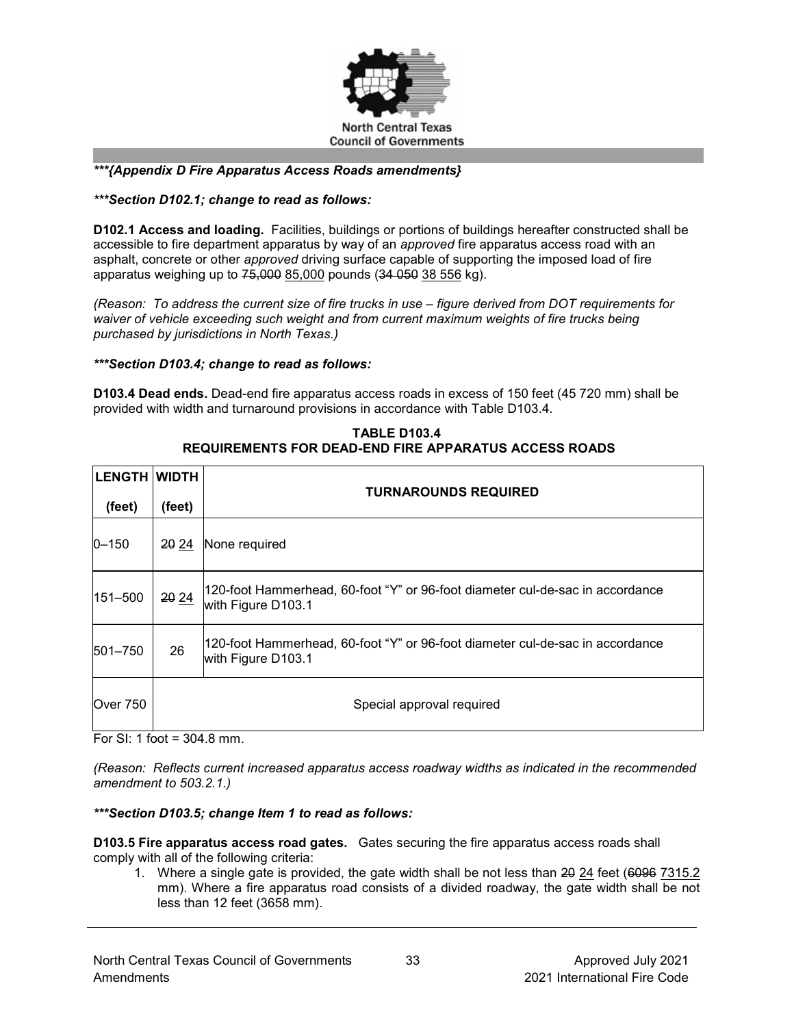***{Appendix D Fire Apparatus Access Roads amendments}*

***Section D102.1; change to read as follows:*

**D102.1 Access and loading.** Facilities, buildings or portions of buildings hereafter constructed shall be accessible to fire department apparatus by way of an *approved* fire apparatus access road with an asphalt, concrete or other *approved* driving surface capable of supporting the imposed load of fire apparatus weighing up to ~~75,000~~ 85,000 pounds (~~34 050~~ 38 556 kg).

*(Reason: To address the current size of fire trucks in use – figure derived from DOT requirements for waiver of vehicle exceeding such weight and from current maximum weights of fire trucks being purchased by jurisdictions in North Texas.)*

***Section D103.4; change to read as follows:*

**D103.4 Dead ends.** Dead-end fire apparatus access roads in excess of 150 feet (45 720 mm) shall be provided with width and turnaround provisions in accordance with Table D103.4.

**TABLE D103.4**
**REQUIREMENTS FOR DEAD-END FIRE APPARATUS ACCESS ROADS**

| LENGTH (feet) | WIDTH (feet) | TURNAROUNDS REQUIRED |
|---|---|---|
| 0–150 | ~~20~~ 24 | None required |
| 151–500 | ~~20~~ 24 | 120-foot Hammerhead, 60-foot "Y" or 96-foot diameter cul-de-sac in accordance with Figure D103.1 |
| 501–750 | 26 | 120-foot Hammerhead, 60-foot "Y" or 96-foot diameter cul-de-sac in accordance with Figure D103.1 |
| Over 750 | Special approval required | |

For SI: 1 foot = 304.8 mm.

*(Reason: Reflects current increased apparatus access roadway widths as indicated in the recommended amendment to 503.2.1.)*

***Section D103.5; change Item 1 to read as follows:*

**D103.5 Fire apparatus access road gates.** Gates securing the fire apparatus access roads shall comply with all of the following criteria:

1. Where a single gate is provided, the gate width shall be not less than ~~20~~ 24 feet (~~6096~~ 7315.2 mm). Where a fire apparatus road consists of a divided roadway, the gate width shall be not less than 12 feet (3658 mm).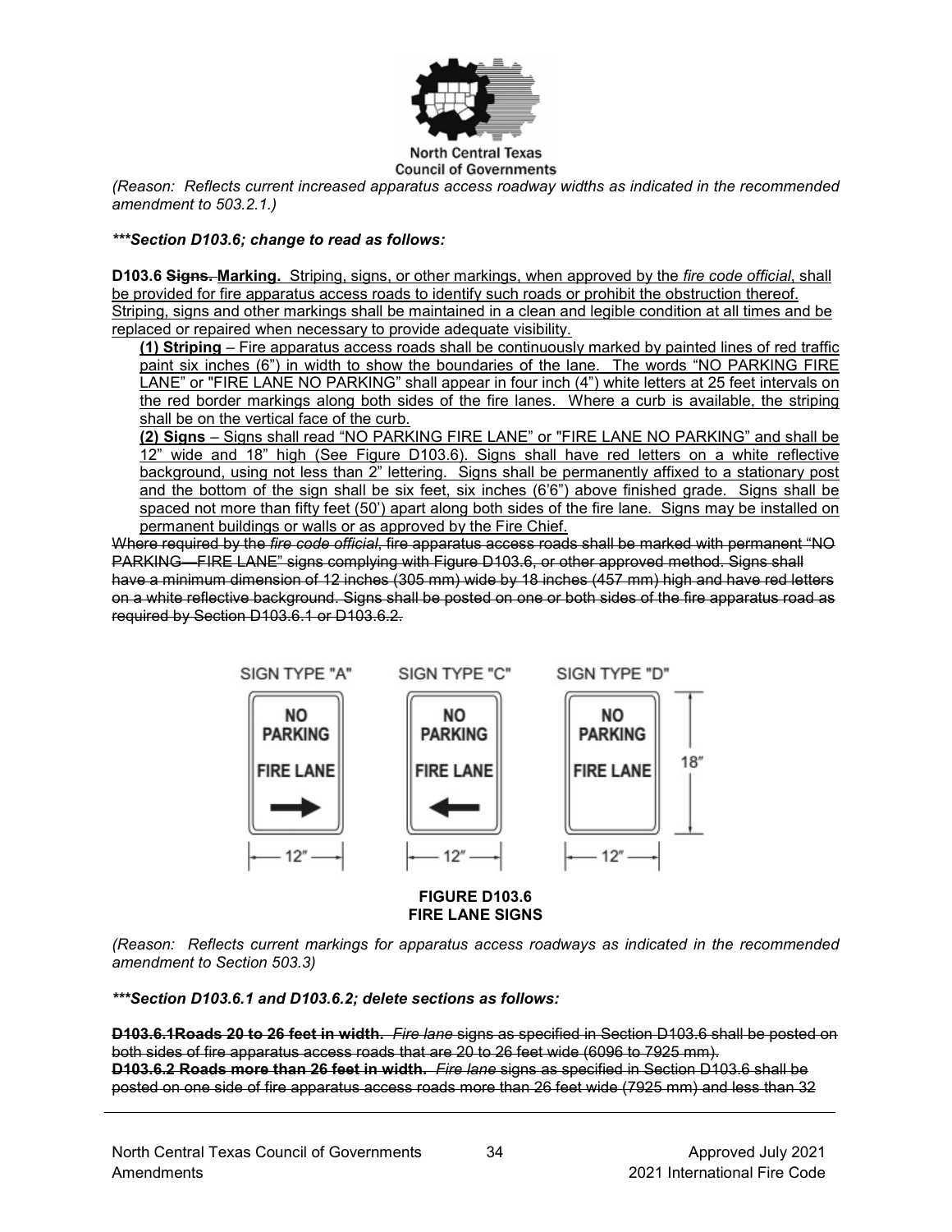(Reason: Reflects current increased apparatus access roadway widths as indicated in the recommended amendment to 503.2.1.)

***Section D103.6; change to read as follows:***

**D103.6** ~~**Signs.**~~ **Marking.** Striping, signs, or other markings, when approved by the *fire code official*, shall be provided for fire apparatus access roads to identify such roads or prohibit the obstruction thereof. Striping, signs and other markings shall be maintained in a clean and legible condition at all times and be replaced or repaired when necessary to provide adequate visibility.

**(1) Striping** – Fire apparatus access roads shall be continuously marked by painted lines of red traffic paint six inches (6") in width to show the boundaries of the lane. The words "NO PARKING FIRE LANE" or "FIRE LANE NO PARKING" shall appear in four inch (4") white letters at 25 feet intervals on the red border markings along both sides of the fire lanes. Where a curb is available, the striping shall be on the vertical face of the curb.

**(2) Signs** – Signs shall read "NO PARKING FIRE LANE" or "FIRE LANE NO PARKING" and shall be 12" wide and 18" high (See Figure D103.6). Signs shall have red letters on a white reflective background, using not less than 2" lettering. Signs shall be permanently affixed to a stationary post and the bottom of the sign shall be six feet, six inches (6'6") above finished grade. Signs shall be spaced not more than fifty feet (50') apart along both sides of the fire lane. Signs may be installed on permanent buildings or walls or as approved by the Fire Chief.

~~Where required by the *fire code official*, fire apparatus access roads shall be marked with permanent "NO PARKING—FIRE LANE" signs complying with Figure D103.6, or other approved method. Signs shall have a minimum dimension of 12 inches (305 mm) wide by 18 inches (457 mm) high and have red letters on a white reflective background. Signs shall be posted on one or both sides of the fire apparatus road as required by Section D103.6.1 or D103.6.2.~~

SIGN TYPE "A" — NO PARKING FIRE LANE (arrow right) — 12"
SIGN TYPE "C" — NO PARKING FIRE LANE (arrow left) — 12"
SIGN TYPE "D" — NO PARKING FIRE LANE — 12" × 18"

**FIGURE D103.6**
**FIRE LANE SIGNS**

*(Reason: Reflects current markings for apparatus access roadways as indicated in the recommended amendment to Section 503.3)*

***Section D103.6.1 and D103.6.2; delete sections as follows:***

~~**D103.6.1 Roads 20 to 26 feet in width.** *Fire lane* signs as specified in Section D103.6 shall be posted on both sides of fire apparatus access roads that are 20 to 26 feet wide (6096 to 7925 mm).~~
~~**D103.6.2 Roads more than 26 feet in width.** *Fire lane* signs as specified in Section D103.6 shall be posted on one side of fire apparatus access roads more than 26 feet wide (7925 mm) and less than 32~~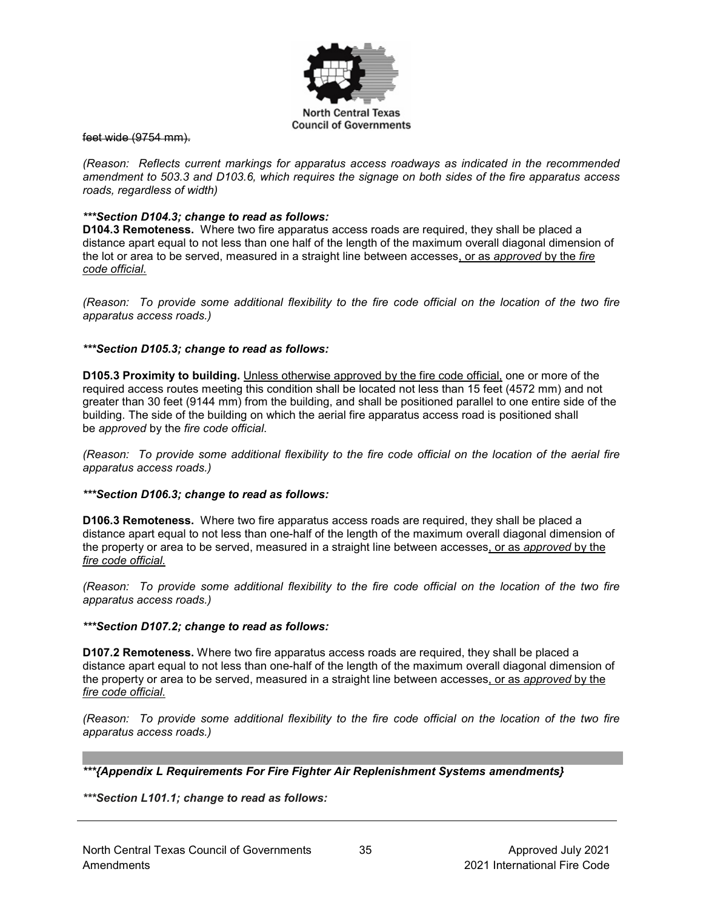~~feet wide (9754 mm).~~

*(Reason: Reflects current markings for apparatus access roadways as indicated in the recommended amendment to 503.3 and D103.6, which requires the signage on both sides of the fire apparatus access roads, regardless of width)*

***\*\*\*Section D104.3; change to read as follows:***

**D104.3 Remoteness.** Where two fire apparatus access roads are required, they shall be placed a distance apart equal to not less than one half of the length of the maximum overall diagonal dimension of the lot or area to be served, measured in a straight line between accesses<u>, or as *approved* by the *fire code official*.</u>

*(Reason: To provide some additional flexibility to the fire code official on the location of the two fire apparatus access roads.)*

***\*\*\*Section D105.3; change to read as follows:***

**D105.3 Proximity to building.** <u>Unless otherwise approved by the fire code official,</u> one or more of the required access routes meeting this condition shall be located not less than 15 feet (4572 mm) and not greater than 30 feet (9144 mm) from the building, and shall be positioned parallel to one entire side of the building. The side of the building on which the aerial fire apparatus access road is positioned shall be *approved* by the *fire code official*.

*(Reason: To provide some additional flexibility to the fire code official on the location of the aerial fire apparatus access roads.)*

***\*\*\*Section D106.3; change to read as follows:***

**D106.3 Remoteness.** Where two fire apparatus access roads are required, they shall be placed a distance apart equal to not less than one-half of the length of the maximum overall diagonal dimension of the property or area to be served, measured in a straight line between accesses<u>, or as *approved* by the *fire code official*.</u>

*(Reason: To provide some additional flexibility to the fire code official on the location of the two fire apparatus access roads.)*

***\*\*\*Section D107.2; change to read as follows:***

**D107.2 Remoteness.** Where two fire apparatus access roads are required, they shall be placed a distance apart equal to not less than one-half of the length of the maximum overall diagonal dimension of the property or area to be served, measured in a straight line between accesses<u>, or as *approved* by the *fire code official*.</u>

*(Reason: To provide some additional flexibility to the fire code official on the location of the two fire apparatus access roads.)*

***\*\*\*{Appendix L Requirements For Fire Fighter Air Replenishment Systems amendments}***

***\*\*\*Section L101.1; change to read as follows:***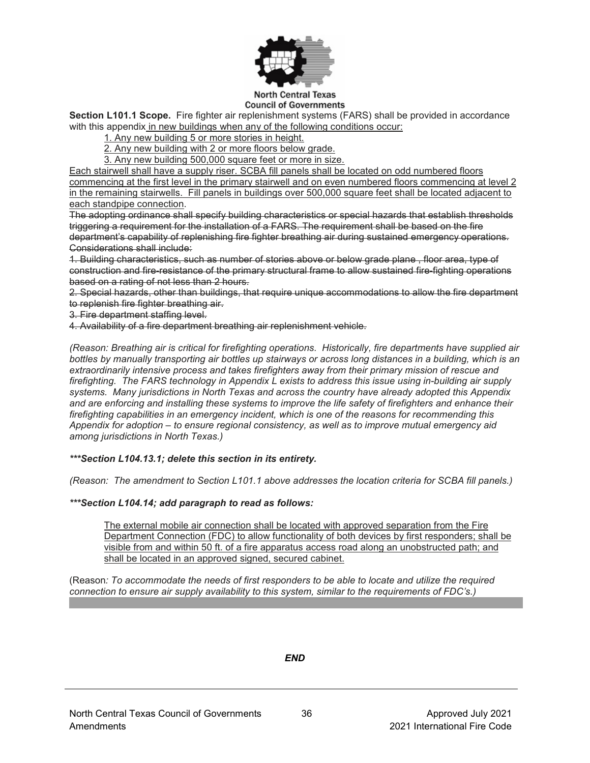**Section L101.1 Scope.** Fire fighter air replenishment systems (FARS) shall be provided in accordance with this appendix <u>in new buildings when any of the following conditions occur:</u>

<u>1. Any new building 5 or more stories in height.</u>

<u>2. Any new building with 2 or more floors below grade.</u>

<u>3. Any new building 500,000 square feet or more in size.</u>

<u>Each stairwell shall have a supply riser. SCBA fill panels shall be located on odd numbered floors commencing at the first level in the primary stairwell and on even numbered floors commencing at level 2 in the remaining stairwells. Fill panels in buildings over 500,000 square feet shall be located adjacent to each standpipe connection</u>.

~~The adopting ordinance shall specify building characteristics or special hazards that establish thresholds triggering a requirement for the installation of a FARS. The requirement shall be based on the fire department's capability of replenishing fire fighter breathing air during sustained emergency operations. Considerations shall include:~~

~~1. Building characteristics, such as number of stories above or below grade plane , floor area, type of construction and fire-resistance of the primary structural frame to allow sustained fire-fighting operations based on a rating of not less than 2 hours.~~

~~2. Special hazards, other than buildings, that require unique accommodations to allow the fire department to replenish fire fighter breathing air.~~

~~3. Fire department staffing level.~~

~~4. Availability of a fire department breathing air replenishment vehicle.~~

*(Reason: Breathing air is critical for firefighting operations. Historically, fire departments have supplied air bottles by manually transporting air bottles up stairways or across long distances in a building, which is an extraordinarily intensive process and takes firefighters away from their primary mission of rescue and firefighting. The FARS technology in Appendix L exists to address this issue using in-building air supply systems. Many jurisdictions in North Texas and across the country have already adopted this Appendix and are enforcing and installing these systems to improve the life safety of firefighters and enhance their firefighting capabilities in an emergency incident, which is one of the reasons for recommending this Appendix for adoption – to ensure regional consistency, as well as to improve mutual emergency aid among jurisdictions in North Texas.)*

***\*\*\*Section L104.13.1; delete this section in its entirety.***

*(Reason: The amendment to Section L101.1 above addresses the location criteria for SCBA fill panels.)*

***\*\*\*Section L104.14; add paragraph to read as follows:***

<u>The external mobile air connection shall be located with approved separation from the Fire Department Connection (FDC) to allow functionality of both devices by first responders; shall be visible from and within 50 ft. of a fire apparatus access road along an unobstructed path; and shall be located in an approved signed, secured cabinet.</u>

(Reason*: To accommodate the needs of first responders to be able to locate and utilize the required connection to ensure air supply availability to this system, similar to the requirements of FDC's.)*

***END***